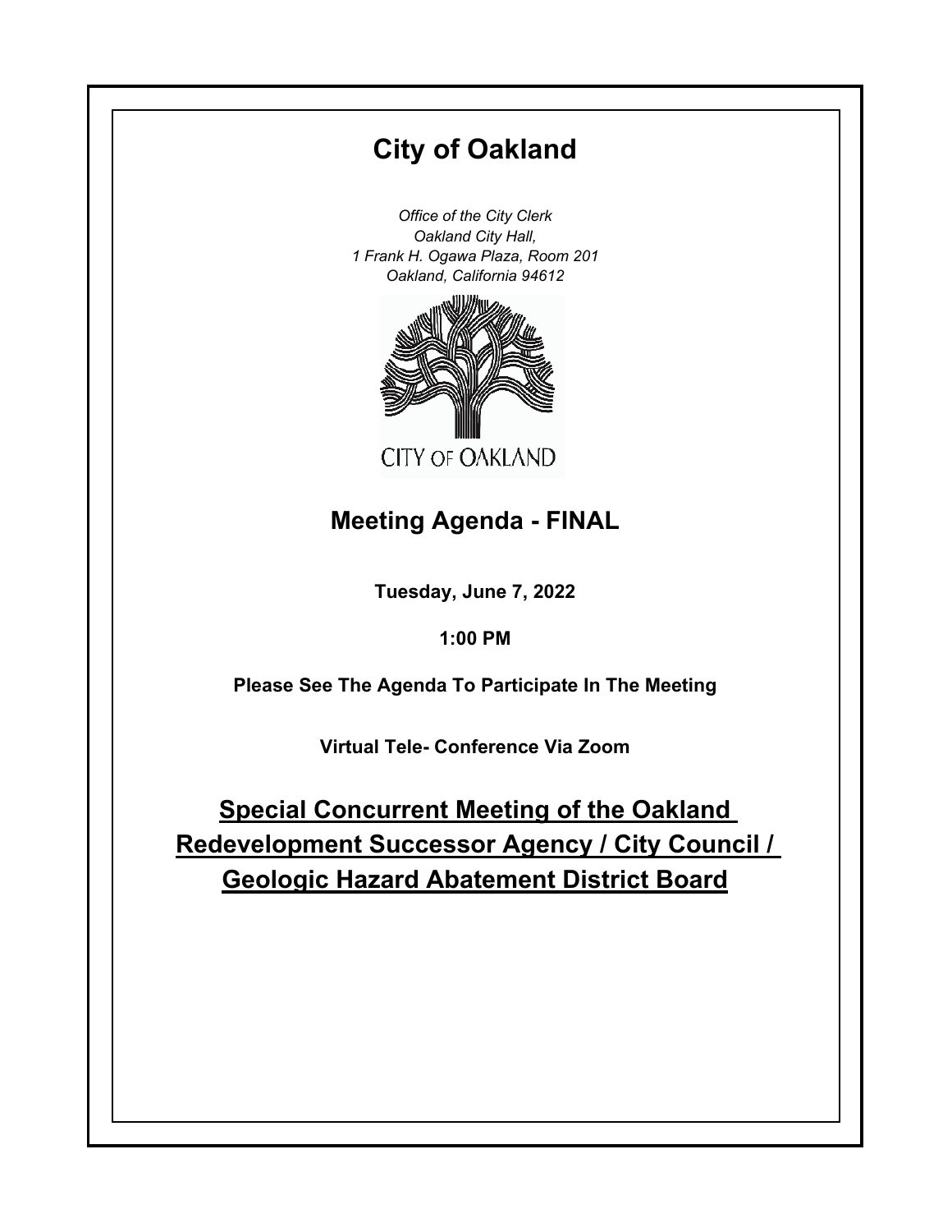# City of Oakland

*Office of the City Clerk*
*Oakland City Hall,*
*1 Frank H. Ogawa Plaza, Room 201*
*Oakland, California 94612*

CITY OF OAKLAND

## Meeting Agenda - FINAL

**Tuesday, June 7, 2022**

**1:00 PM**

**Please See The Agenda To Participate In The Meeting**

**Virtual Tele- Conference Via Zoom**

## Special Concurrent Meeting of the Oakland Redevelopment Successor Agency / City Council / Geologic Hazard Abatement District Board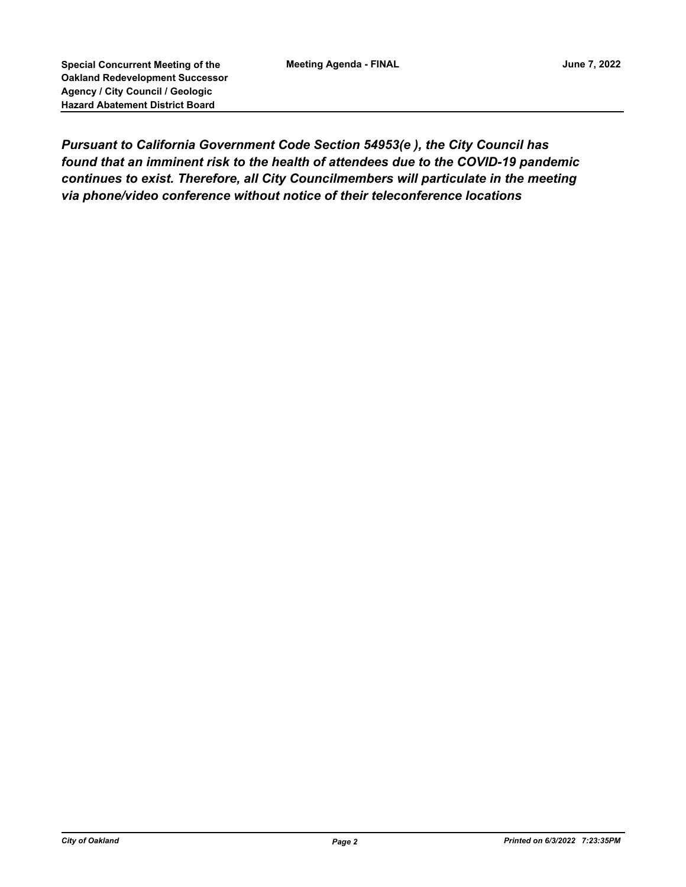***Pursuant to California Government Code Section 54953(e ), the City Council has found that an imminent risk to the health of attendees due to the COVID-19 pandemic continues to exist. Therefore, all City Councilmembers will particulate in the meeting via phone/video conference without notice of their teleconference locations***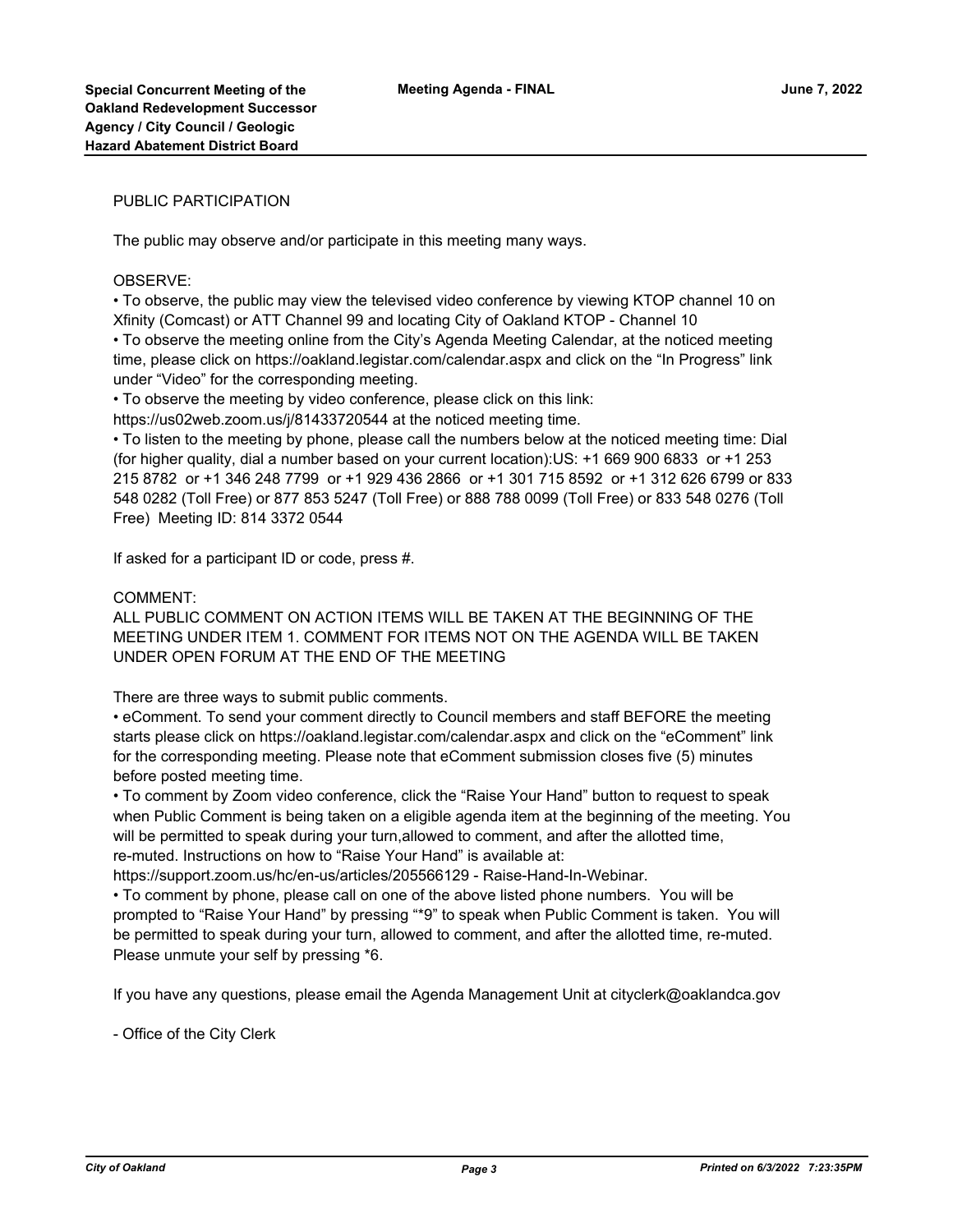PUBLIC PARTICIPATION

The public may observe and/or participate in this meeting many ways.

OBSERVE:

• To observe, the public may view the televised video conference by viewing KTOP channel 10 on Xfinity (Comcast) or ATT Channel 99 and locating City of Oakland KTOP - Channel 10
• To observe the meeting online from the City's Agenda Meeting Calendar, at the noticed meeting time, please click on https://oakland.legistar.com/calendar.aspx and click on the "In Progress" link under "Video" for the corresponding meeting.
• To observe the meeting by video conference, please click on this link: https://us02web.zoom.us/j/81433720544 at the noticed meeting time.
• To listen to the meeting by phone, please call the numbers below at the noticed meeting time: Dial (for higher quality, dial a number based on your current location):US: +1 669 900 6833 or +1 253 215 8782 or +1 346 248 7799 or +1 929 436 2866 or +1 301 715 8592 or +1 312 626 6799 or 833 548 0282 (Toll Free) or 877 853 5247 (Toll Free) or 888 788 0099 (Toll Free) or 833 548 0276 (Toll Free) Meeting ID: 814 3372 0544

If asked for a participant ID or code, press #.

COMMENT:

ALL PUBLIC COMMENT ON ACTION ITEMS WILL BE TAKEN AT THE BEGINNING OF THE MEETING UNDER ITEM 1. COMMENT FOR ITEMS NOT ON THE AGENDA WILL BE TAKEN UNDER OPEN FORUM AT THE END OF THE MEETING

There are three ways to submit public comments.

• eComment. To send your comment directly to Council members and staff BEFORE the meeting starts please click on https://oakland.legistar.com/calendar.aspx and click on the "eComment" link for the corresponding meeting. Please note that eComment submission closes five (5) minutes before posted meeting time.
• To comment by Zoom video conference, click the "Raise Your Hand" button to request to speak when Public Comment is being taken on a eligible agenda item at the beginning of the meeting. You will be permitted to speak during your turn,allowed to comment, and after the allotted time, re-muted. Instructions on how to "Raise Your Hand" is available at: https://support.zoom.us/hc/en-us/articles/205566129 - Raise-Hand-In-Webinar.
• To comment by phone, please call on one of the above listed phone numbers. You will be prompted to "Raise Your Hand" by pressing "*9" to speak when Public Comment is taken. You will be permitted to speak during your turn, allowed to comment, and after the allotted time, re-muted. Please unmute your self by pressing *6.

If you have any questions, please email the Agenda Management Unit at cityclerk@oaklandca.gov

- Office of the City Clerk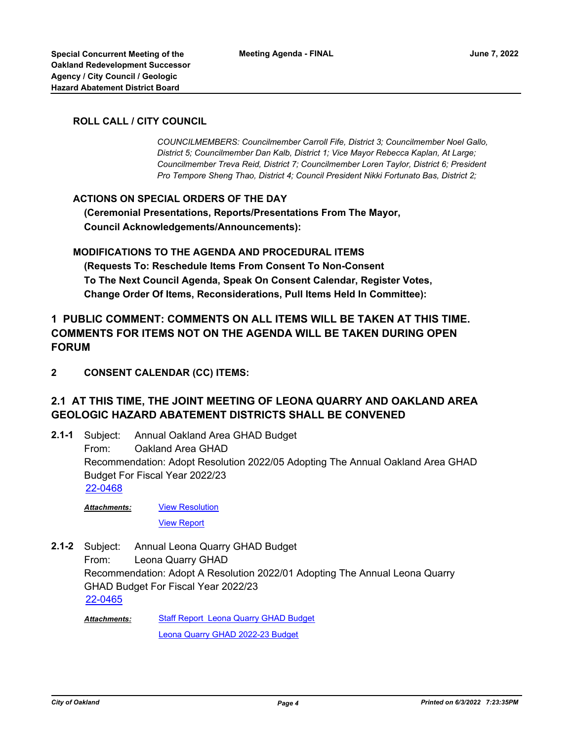**ROLL CALL / CITY COUNCIL**

*COUNCILMEMBERS: Councilmember Carroll Fife, District 3; Councilmember Noel Gallo, District 5; Councilmember Dan Kalb, District 1; Vice Mayor Rebecca Kaplan, At Large; Councilmember Treva Reid, District 7; Councilmember Loren Taylor, District 6; President Pro Tempore Sheng Thao, District 4; Council President Nikki Fortunato Bas, District 2;*

**ACTIONS ON SPECIAL ORDERS OF THE DAY**
**(Ceremonial Presentations, Reports/Presentations From The Mayor, Council Acknowledgements/Announcements):**

**MODIFICATIONS TO THE AGENDA AND PROCEDURAL ITEMS**
**(Requests To: Reschedule Items From Consent To Non-Consent To The Next Council Agenda, Speak On Consent Calendar, Register Votes, Change Order Of Items, Reconsiderations, Pull Items Held In Committee):**

## 1 PUBLIC COMMENT: COMMENTS ON ALL ITEMS WILL BE TAKEN AT THIS TIME. COMMENTS FOR ITEMS NOT ON THE AGENDA WILL BE TAKEN DURING OPEN FORUM

**2 CONSENT CALENDAR (CC) ITEMS:**

## 2.1 AT THIS TIME, THE JOINT MEETING OF LEONA QUARRY AND OAKLAND AREA GEOLOGIC HAZARD ABATEMENT DISTRICTS SHALL BE CONVENED

**2.1-1** Subject: Annual Oakland Area GHAD Budget
From: Oakland Area GHAD
Recommendation: Adopt Resolution 2022/05 Adopting The Annual Oakland Area GHAD Budget For Fiscal Year 2022/23
22-0468

***Attachments:*** View Resolution
View Report

**2.1-2** Subject: Annual Leona Quarry GHAD Budget
From: Leona Quarry GHAD
Recommendation: Adopt A Resolution 2022/01 Adopting The Annual Leona Quarry GHAD Budget For Fiscal Year 2022/23
22-0465

***Attachments:*** Staff Report Leona Quarry GHAD Budget
Leona Quarry GHAD 2022-23 Budget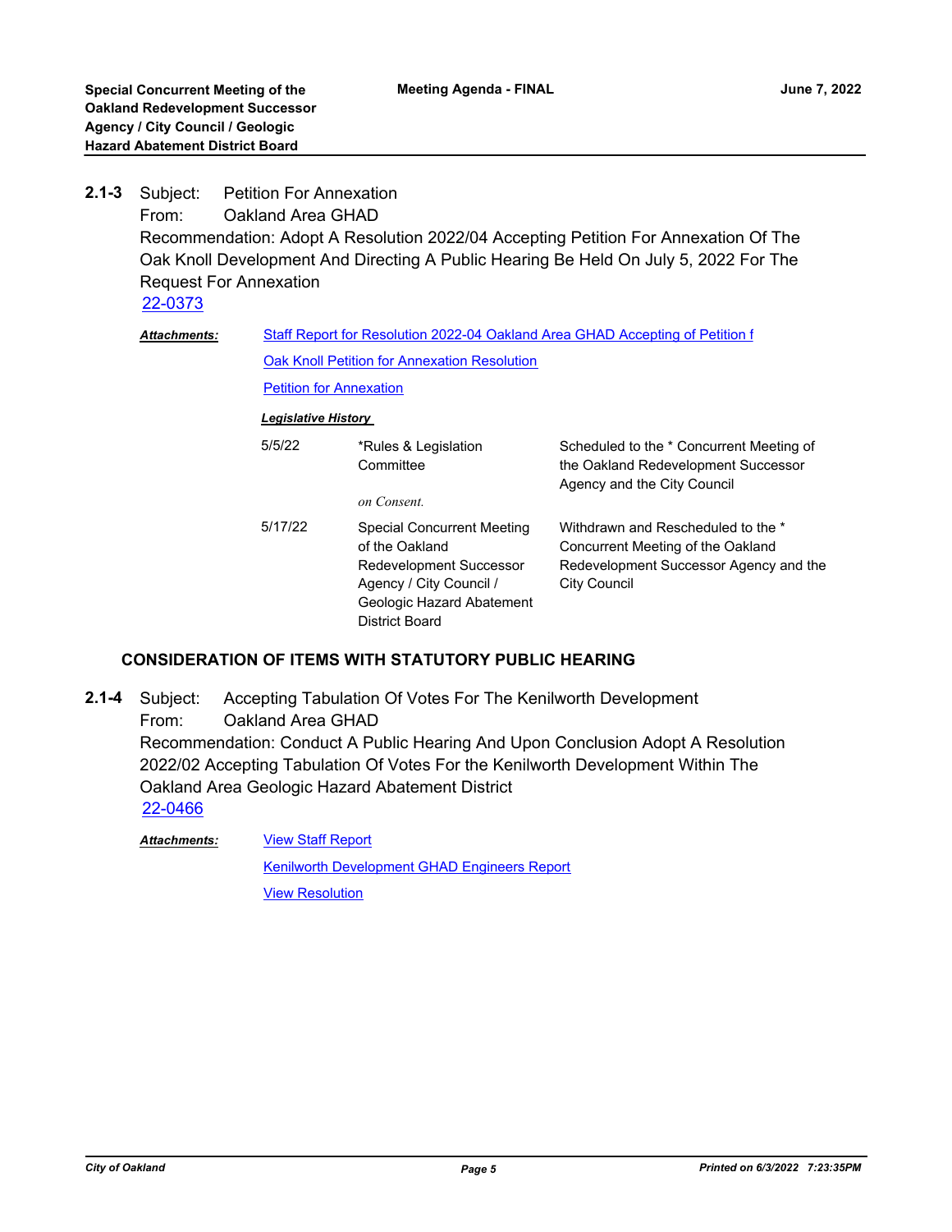**2.1-3** Subject: Petition For Annexation
From: Oakland Area GHAD
Recommendation: Adopt A Resolution 2022/04 Accepting Petition For Annexation Of The Oak Knoll Development And Directing A Public Hearing Be Held On July 5, 2022 For The Request For Annexation
22-0373

***Attachments:*** Staff Report for Resolution 2022-04 Oakland Area GHAD Accepting of Petition f
Oak Knoll Petition for Annexation Resolution
Petition for Annexation

***Legislative History***

| Date | Body | Action |
|---|---|---|
| 5/5/22 | *Rules & Legislation Committee<br>*on Consent.* | Scheduled to the * Concurrent Meeting of the Oakland Redevelopment Successor Agency and the City Council |
| 5/17/22 | Special Concurrent Meeting of the Oakland Redevelopment Successor Agency / City Council / Geologic Hazard Abatement District Board | Withdrawn and Rescheduled to the * Concurrent Meeting of the Oakland Redevelopment Successor Agency and the City Council |

## CONSIDERATION OF ITEMS WITH STATUTORY PUBLIC HEARING

**2.1-4** Subject: Accepting Tabulation Of Votes For The Kenilworth Development
From: Oakland Area GHAD
Recommendation: Conduct A Public Hearing And Upon Conclusion Adopt A Resolution 2022/02 Accepting Tabulation Of Votes For the Kenilworth Development Within The Oakland Area Geologic Hazard Abatement District
22-0466

***Attachments:*** View Staff Report
Kenilworth Development GHAD Engineers Report
View Resolution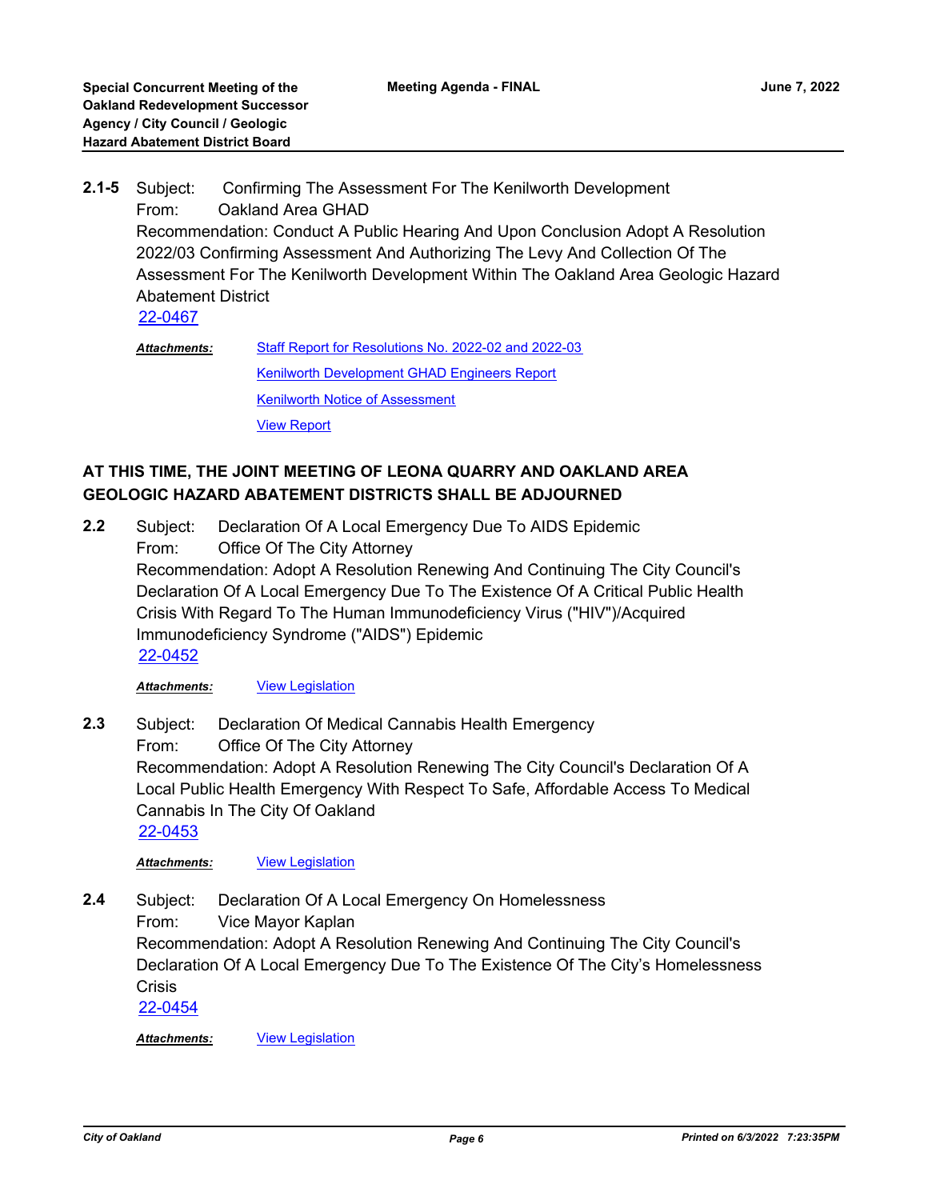**2.1-5** Subject: Confirming The Assessment For The Kenilworth Development
From: Oakland Area GHAD
Recommendation: Conduct A Public Hearing And Upon Conclusion Adopt A Resolution 2022/03 Confirming Assessment And Authorizing The Levy And Collection Of The Assessment For The Kenilworth Development Within The Oakland Area Geologic Hazard Abatement District
22-0467

***Attachments:*** Staff Report for Resolutions No. 2022-02 and 2022-03
Kenilworth Development GHAD Engineers Report
Kenilworth Notice of Assessment
View Report

**AT THIS TIME, THE JOINT MEETING OF LEONA QUARRY AND OAKLAND AREA GEOLOGIC HAZARD ABATEMENT DISTRICTS SHALL BE ADJOURNED**

**2.2** Subject: Declaration Of A Local Emergency Due To AIDS Epidemic
From: Office Of The City Attorney
Recommendation: Adopt A Resolution Renewing And Continuing The City Council's Declaration Of A Local Emergency Due To The Existence Of A Critical Public Health Crisis With Regard To The Human Immunodeficiency Virus ("HIV")/Acquired Immunodeficiency Syndrome ("AIDS") Epidemic
22-0452

***Attachments:*** View Legislation

**2.3** Subject: Declaration Of Medical Cannabis Health Emergency
From: Office Of The City Attorney
Recommendation: Adopt A Resolution Renewing The City Council's Declaration Of A Local Public Health Emergency With Respect To Safe, Affordable Access To Medical Cannabis In The City Of Oakland
22-0453

***Attachments:*** View Legislation

**2.4** Subject: Declaration Of A Local Emergency On Homelessness
From: Vice Mayor Kaplan
Recommendation: Adopt A Resolution Renewing And Continuing The City Council's Declaration Of A Local Emergency Due To The Existence Of The City's Homelessness Crisis
22-0454

***Attachments:*** View Legislation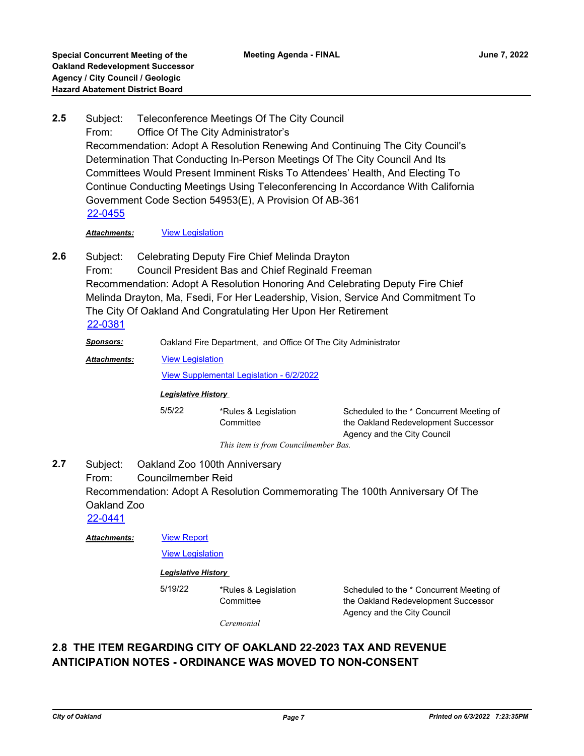**2.5** Subject: Teleconference Meetings Of The City Council
From: Office Of The City Administrator's
Recommendation: Adopt A Resolution Renewing And Continuing The City Council's Determination That Conducting In-Person Meetings Of The City Council And Its Committees Would Present Imminent Risks To Attendees' Health, And Electing To Continue Conducting Meetings Using Teleconferencing In Accordance With California Government Code Section 54953(E), A Provision Of AB-361
22-0455

***Attachments:*** View Legislation

**2.6** Subject: Celebrating Deputy Fire Chief Melinda Drayton
From: Council President Bas and Chief Reginald Freeman
Recommendation: Adopt A Resolution Honoring And Celebrating Deputy Fire Chief Melinda Drayton, Ma, Fsedi, For Her Leadership, Vision, Service And Commitment To The City Of Oakland And Congratulating Her Upon Her Retirement
22-0381

***Sponsors:*** Oakland Fire Department, and Office Of The City Administrator

***Attachments:*** View Legislation

View Supplemental Legislation - 6/2/2022

***Legislative History***

| | | |
|---|---|---|
| 5/5/22 | *Rules & Legislation Committee | Scheduled to the * Concurrent Meeting of the Oakland Redevelopment Successor Agency and the City Council |

*This item is from Councilmember Bas.*

**2.7** Subject: Oakland Zoo 100th Anniversary
From: Councilmember Reid
Recommendation: Adopt A Resolution Commemorating The 100th Anniversary Of The Oakland Zoo
22-0441

***Attachments:*** View Report

View Legislation

***Legislative History***

| | | |
|---|---|---|
| 5/19/22 | *Rules & Legislation Committee | Scheduled to the * Concurrent Meeting of the Oakland Redevelopment Successor Agency and the City Council |

*Ceremonial*

**2.8 THE ITEM REGARDING CITY OF OAKLAND 22-2023 TAX AND REVENUE ANTICIPATION NOTES - ORDINANCE WAS MOVED TO NON-CONSENT**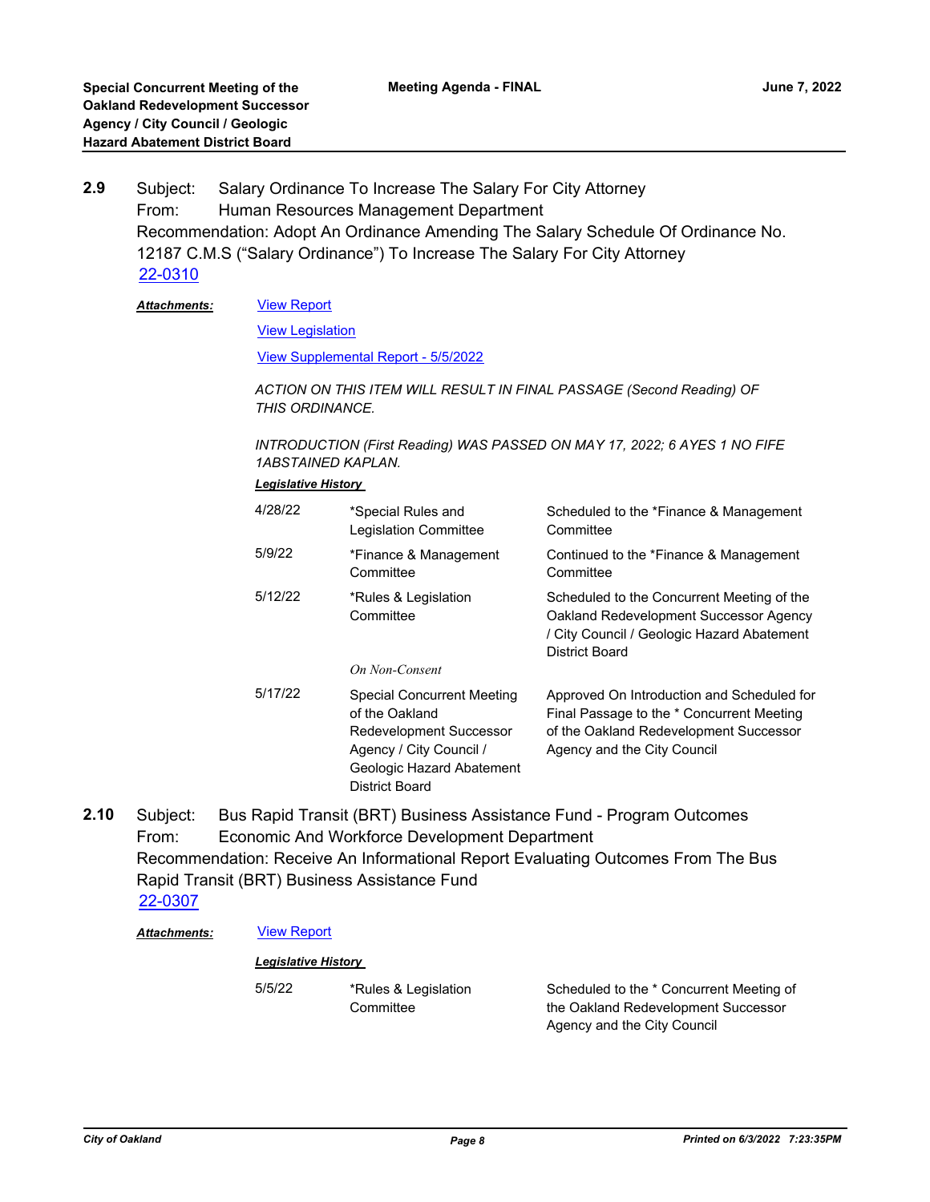**2.9** Subject: Salary Ordinance To Increase The Salary For City Attorney
From: Human Resources Management Department
Recommendation: Adopt An Ordinance Amending The Salary Schedule Of Ordinance No. 12187 C.M.S ("Salary Ordinance") To Increase The Salary For City Attorney
22-0310

***Attachments:*** View Report

View Legislation

View Supplemental Report - 5/5/2022

*ACTION ON THIS ITEM WILL RESULT IN FINAL PASSAGE (Second Reading) OF THIS ORDINANCE.*

*INTRODUCTION (First Reading) WAS PASSED ON MAY 17, 2022; 6 AYES 1 NO FIFE 1ABSTAINED KAPLAN.*

***Legislative History***

| | | |
|---|---|---|
| 4/28/22 | *Special Rules and Legislation Committee | Scheduled to the *Finance & Management Committee |
| 5/9/22 | *Finance & Management Committee | Continued to the *Finance & Management Committee |
| 5/12/22 | *Rules & Legislation Committee | Scheduled to the Concurrent Meeting of the Oakland Redevelopment Successor Agency / City Council / Geologic Hazard Abatement District Board |
| | *On Non-Consent* | |
| 5/17/22 | Special Concurrent Meeting of the Oakland Redevelopment Successor Agency / City Council / Geologic Hazard Abatement District Board | Approved On Introduction and Scheduled for Final Passage to the * Concurrent Meeting of the Oakland Redevelopment Successor Agency and the City Council |

**2.10** Subject: Bus Rapid Transit (BRT) Business Assistance Fund - Program Outcomes
From: Economic And Workforce Development Department
Recommendation: Receive An Informational Report Evaluating Outcomes From The Bus Rapid Transit (BRT) Business Assistance Fund
22-0307

***Attachments:*** View Report

***Legislative History***

| | | |
|---|---|---|
| 5/5/22 | *Rules & Legislation Committee | Scheduled to the * Concurrent Meeting of the Oakland Redevelopment Successor Agency and the City Council |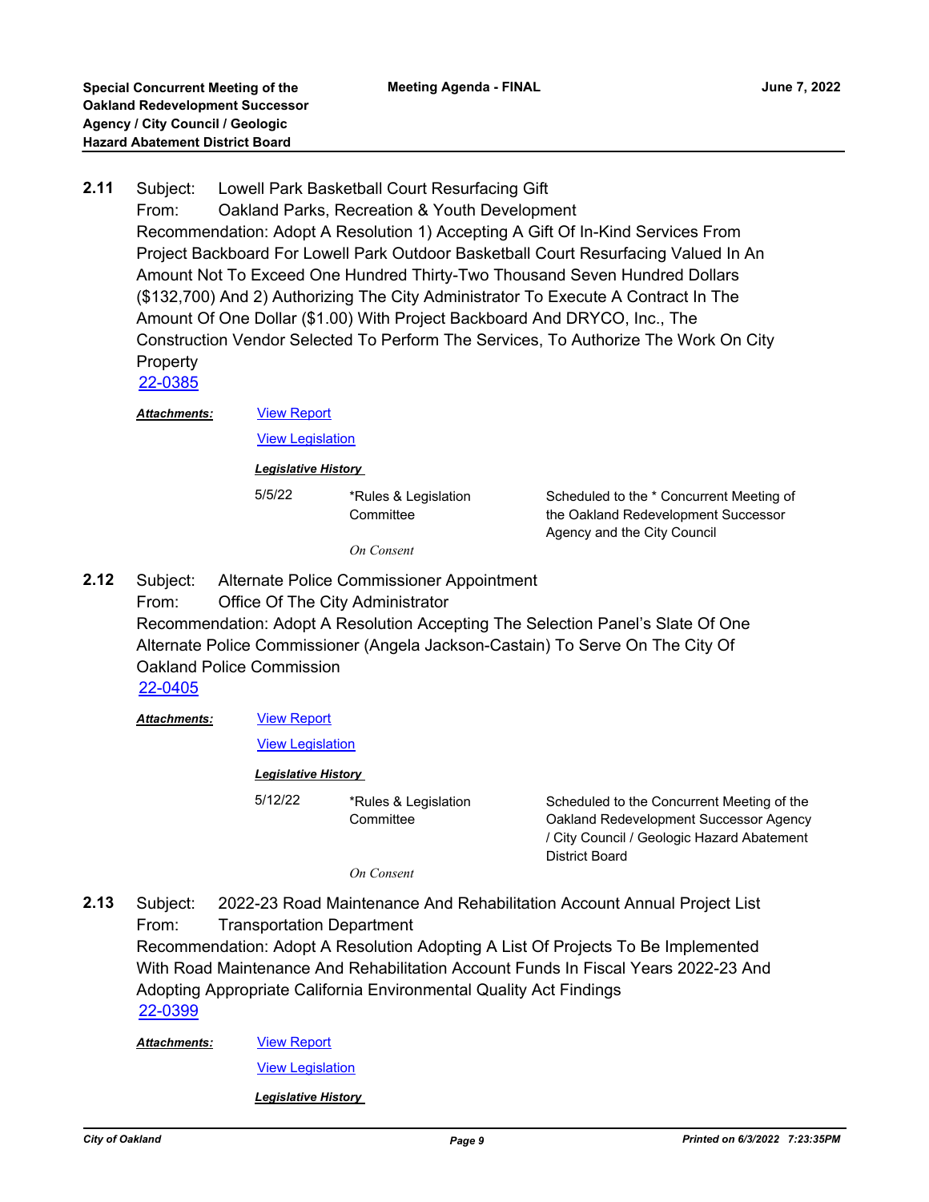**2.11** Subject: Lowell Park Basketball Court Resurfacing Gift
From: Oakland Parks, Recreation & Youth Development
Recommendation: Adopt A Resolution 1) Accepting A Gift Of In-Kind Services From Project Backboard For Lowell Park Outdoor Basketball Court Resurfacing Valued In An Amount Not To Exceed One Hundred Thirty-Two Thousand Seven Hundred Dollars ($132,700) And 2) Authorizing The City Administrator To Execute A Contract In The Amount Of One Dollar ($1.00) With Project Backboard And DRYCO, Inc., The Construction Vendor Selected To Perform The Services, To Authorize The Work On City Property
22-0385

***Attachments:*** View Report
View Legislation

***Legislative History***

| | | |
|---|---|---|
| 5/5/22 | *Rules & Legislation Committee | Scheduled to the * Concurrent Meeting of the Oakland Redevelopment Successor Agency and the City Council |

*On Consent*

**2.12** Subject: Alternate Police Commissioner Appointment
From: Office Of The City Administrator
Recommendation: Adopt A Resolution Accepting The Selection Panel's Slate Of One Alternate Police Commissioner (Angela Jackson-Castain) To Serve On The City Of Oakland Police Commission
22-0405

***Attachments:*** View Report
View Legislation

***Legislative History***

| | | |
|---|---|---|
| 5/12/22 | *Rules & Legislation Committee | Scheduled to the Concurrent Meeting of the Oakland Redevelopment Successor Agency / City Council / Geologic Hazard Abatement District Board |

*On Consent*

**2.13** Subject: 2022-23 Road Maintenance And Rehabilitation Account Annual Project List
From: Transportation Department
Recommendation: Adopt A Resolution Adopting A List Of Projects To Be Implemented With Road Maintenance And Rehabilitation Account Funds In Fiscal Years 2022-23 And Adopting Appropriate California Environmental Quality Act Findings
22-0399

***Attachments:*** View Report
View Legislation

***Legislative History***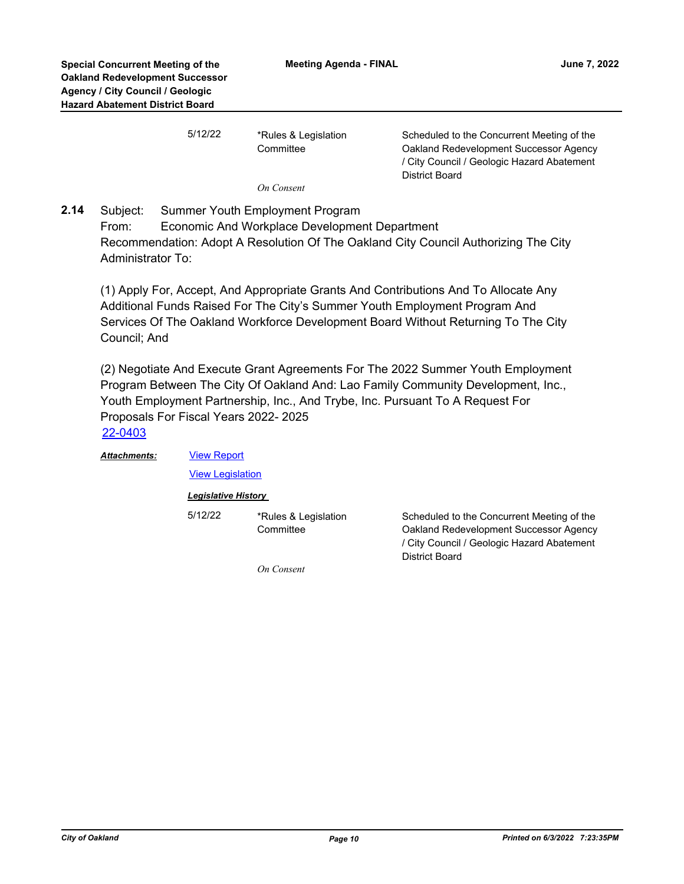| 5/12/22 | *Rules & Legislation Committee | Scheduled to the Concurrent Meeting of the Oakland Redevelopment Successor Agency / City Council / Geologic Hazard Abatement District Board |
|---|---|---|
| | *On Consent* | |

**2.14** Subject: Summer Youth Employment Program
From: Economic And Workplace Development Department
Recommendation: Adopt A Resolution Of The Oakland City Council Authorizing The City Administrator To:

(1) Apply For, Accept, And Appropriate Grants And Contributions And To Allocate Any Additional Funds Raised For The City's Summer Youth Employment Program And Services Of The Oakland Workforce Development Board Without Returning To The City Council; And

(2) Negotiate And Execute Grant Agreements For The 2022 Summer Youth Employment Program Between The City Of Oakland And: Lao Family Community Development, Inc., Youth Employment Partnership, Inc., And Trybe, Inc. Pursuant To A Request For Proposals For Fiscal Years 2022- 2025

22-0403

***Attachments:*** View Report

View Legislation

***Legislative History***

| 5/12/22 | *Rules & Legislation Committee | Scheduled to the Concurrent Meeting of the Oakland Redevelopment Successor Agency / City Council / Geologic Hazard Abatement District Board |
|---|---|---|
| | *On Consent* | |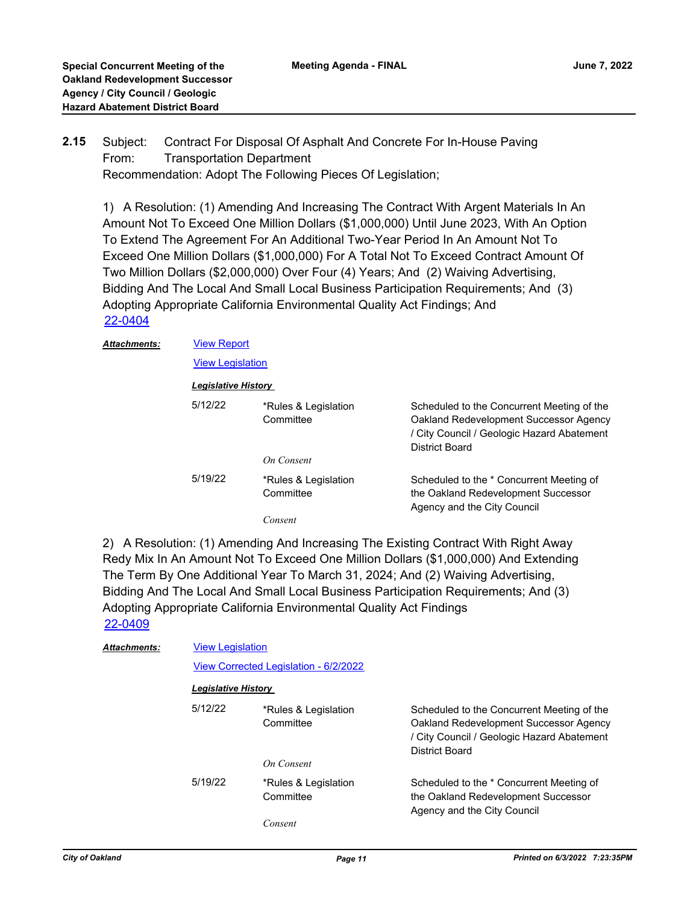**2.15** Subject: Contract For Disposal Of Asphalt And Concrete For In-House Paving
From: Transportation Department
Recommendation: Adopt The Following Pieces Of Legislation;

1) A Resolution: (1) Amending And Increasing The Contract With Argent Materials In An Amount Not To Exceed One Million Dollars ($1,000,000) Until June 2023, With An Option To Extend The Agreement For An Additional Two-Year Period In An Amount Not To Exceed One Million Dollars ($1,000,000) For A Total Not To Exceed Contract Amount Of Two Million Dollars ($2,000,000) Over Four (4) Years; And (2) Waiving Advertising, Bidding And The Local And Small Local Business Participation Requirements; And (3) Adopting Appropriate California Environmental Quality Act Findings; And
22-0404

***Attachments:*** View Report
View Legislation

***Legislative History***

| Date | Committee | Action |
|---|---|---|
| 5/12/22 | *Rules & Legislation Committee | Scheduled to the Concurrent Meeting of the Oakland Redevelopment Successor Agency / City Council / Geologic Hazard Abatement District Board |
| | *On Consent* | |
| 5/19/22 | *Rules & Legislation Committee | Scheduled to the * Concurrent Meeting of the Oakland Redevelopment Successor Agency and the City Council |
| | *Consent* | |

2) A Resolution: (1) Amending And Increasing The Existing Contract With Right Away Redy Mix In An Amount Not To Exceed One Million Dollars ($1,000,000) And Extending The Term By One Additional Year To March 31, 2024; And (2) Waiving Advertising, Bidding And The Local And Small Local Business Participation Requirements; And (3) Adopting Appropriate California Environmental Quality Act Findings
22-0409

***Attachments:*** View Legislation
View Corrected Legislation - 6/2/2022

***Legislative History***

| Date | Committee | Action |
|---|---|---|
| 5/12/22 | *Rules & Legislation Committee | Scheduled to the Concurrent Meeting of the Oakland Redevelopment Successor Agency / City Council / Geologic Hazard Abatement District Board |
| | *On Consent* | |
| 5/19/22 | *Rules & Legislation Committee | Scheduled to the * Concurrent Meeting of the Oakland Redevelopment Successor Agency and the City Council |
| | *Consent* | |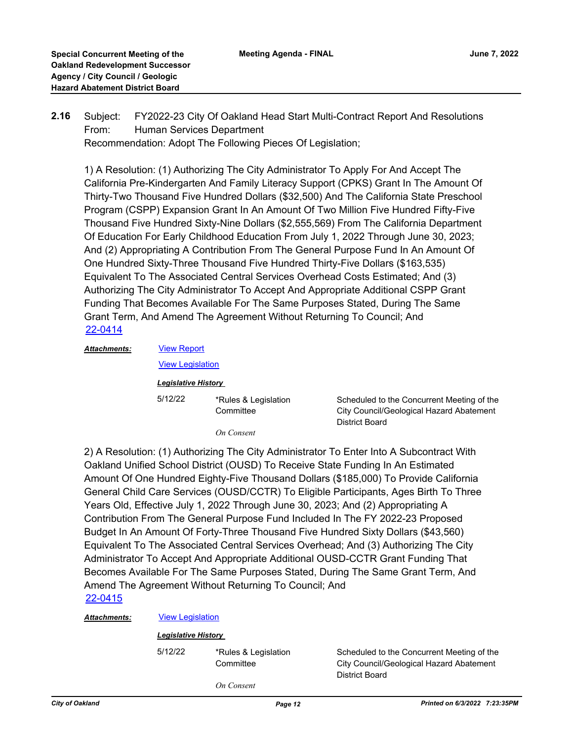**2.16** Subject: FY2022-23 City Of Oakland Head Start Multi-Contract Report And Resolutions
From: Human Services Department
Recommendation: Adopt The Following Pieces Of Legislation;

1) A Resolution: (1) Authorizing The City Administrator To Apply For And Accept The California Pre-Kindergarten And Family Literacy Support (CPKS) Grant In The Amount Of Thirty-Two Thousand Five Hundred Dollars ($32,500) And The California State Preschool Program (CSPP) Expansion Grant In An Amount Of Two Million Five Hundred Fifty-Five Thousand Five Hundred Sixty-Nine Dollars ($2,555,569) From The California Department Of Education For Early Childhood Education From July 1, 2022 Through June 30, 2023; And (2) Appropriating A Contribution From The General Purpose Fund In An Amount Of One Hundred Sixty-Three Thousand Five Hundred Thirty-Five Dollars ($163,535) Equivalent To The Associated Central Services Overhead Costs Estimated; And (3) Authorizing The City Administrator To Accept And Appropriate Additional CSPP Grant Funding That Becomes Available For The Same Purposes Stated, During The Same Grant Term, And Amend The Agreement Without Returning To Council; And
22-0414

***Attachments:*** View Report
View Legislation

***Legislative History***

| | | |
|---|---|---|
| 5/12/22 | *Rules & Legislation Committee | Scheduled to the Concurrent Meeting of the City Council/Geological Hazard Abatement District Board |
| | *On Consent* | |

2) A Resolution: (1) Authorizing The City Administrator To Enter Into A Subcontract With Oakland Unified School District (OUSD) To Receive State Funding In An Estimated Amount Of One Hundred Eighty-Five Thousand Dollars ($185,000) To Provide California General Child Care Services (OUSD/CCTR) To Eligible Participants, Ages Birth To Three Years Old, Effective July 1, 2022 Through June 30, 2023; And (2) Appropriating A Contribution From The General Purpose Fund Included In The FY 2022-23 Proposed Budget In An Amount Of Forty-Three Thousand Five Hundred Sixty Dollars ($43,560) Equivalent To The Associated Central Services Overhead; And (3) Authorizing The City Administrator To Accept And Appropriate Additional OUSD-CCTR Grant Funding That Becomes Available For The Same Purposes Stated, During The Same Grant Term, And Amend The Agreement Without Returning To Council; And
22-0415

***Attachments:*** View Legislation

***Legislative History***

| | | |
|---|---|---|
| 5/12/22 | *Rules & Legislation Committee | Scheduled to the Concurrent Meeting of the City Council/Geological Hazard Abatement District Board |
| | *On Consent* | |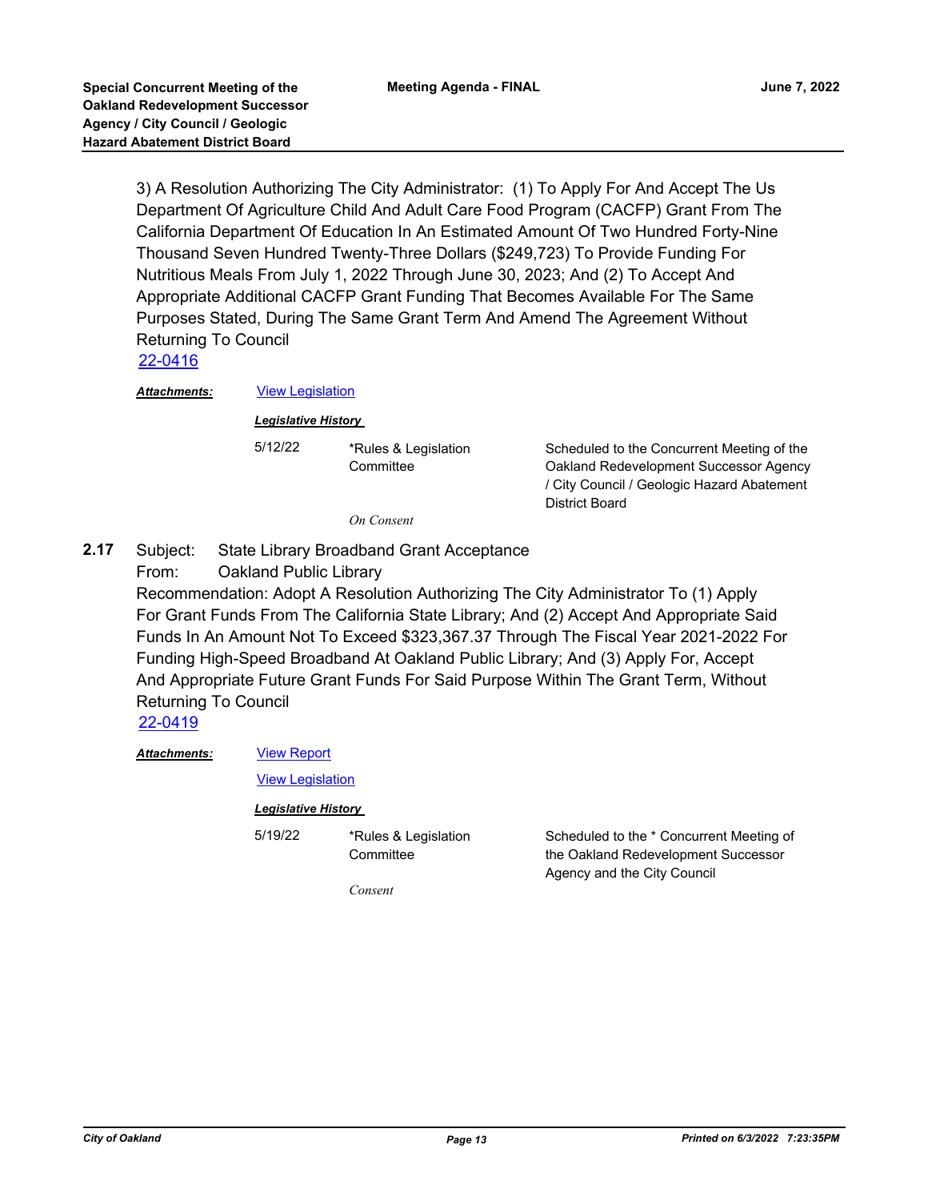3) A Resolution Authorizing The City Administrator: (1) To Apply For And Accept The Us Department Of Agriculture Child And Adult Care Food Program (CACFP) Grant From The California Department Of Education In An Estimated Amount Of Two Hundred Forty-Nine Thousand Seven Hundred Twenty-Three Dollars ($249,723) To Provide Funding For Nutritious Meals From July 1, 2022 Through June 30, 2023; And (2) To Accept And Appropriate Additional CACFP Grant Funding That Becomes Available For The Same Purposes Stated, During The Same Grant Term And Amend The Agreement Without Returning To Council

[22-0416](22-0416)

***Attachments:*** [View Legislation](View Legislation)

***Legislative History***

| | | |
|---|---|---|
| 5/12/22 | *Rules & Legislation Committee | Scheduled to the Concurrent Meeting of the Oakland Redevelopment Successor Agency / City Council / Geologic Hazard Abatement District Board |
| | *On Consent* | |

**2.17** Subject: State Library Broadband Grant Acceptance

From: Oakland Public Library

Recommendation: Adopt A Resolution Authorizing The City Administrator To (1) Apply For Grant Funds From The California State Library; And (2) Accept And Appropriate Said Funds In An Amount Not To Exceed $323,367.37 Through The Fiscal Year 2021-2022 For Funding High-Speed Broadband At Oakland Public Library; And (3) Apply For, Accept And Appropriate Future Grant Funds For Said Purpose Within The Grant Term, Without Returning To Council

[22-0419](22-0419)

***Attachments:*** [View Report](View Report)

[View Legislation](View Legislation)

***Legislative History***

| | | |
|---|---|---|
| 5/19/22 | *Rules & Legislation Committee | Scheduled to the * Concurrent Meeting of the Oakland Redevelopment Successor Agency and the City Council |
| | *Consent* | |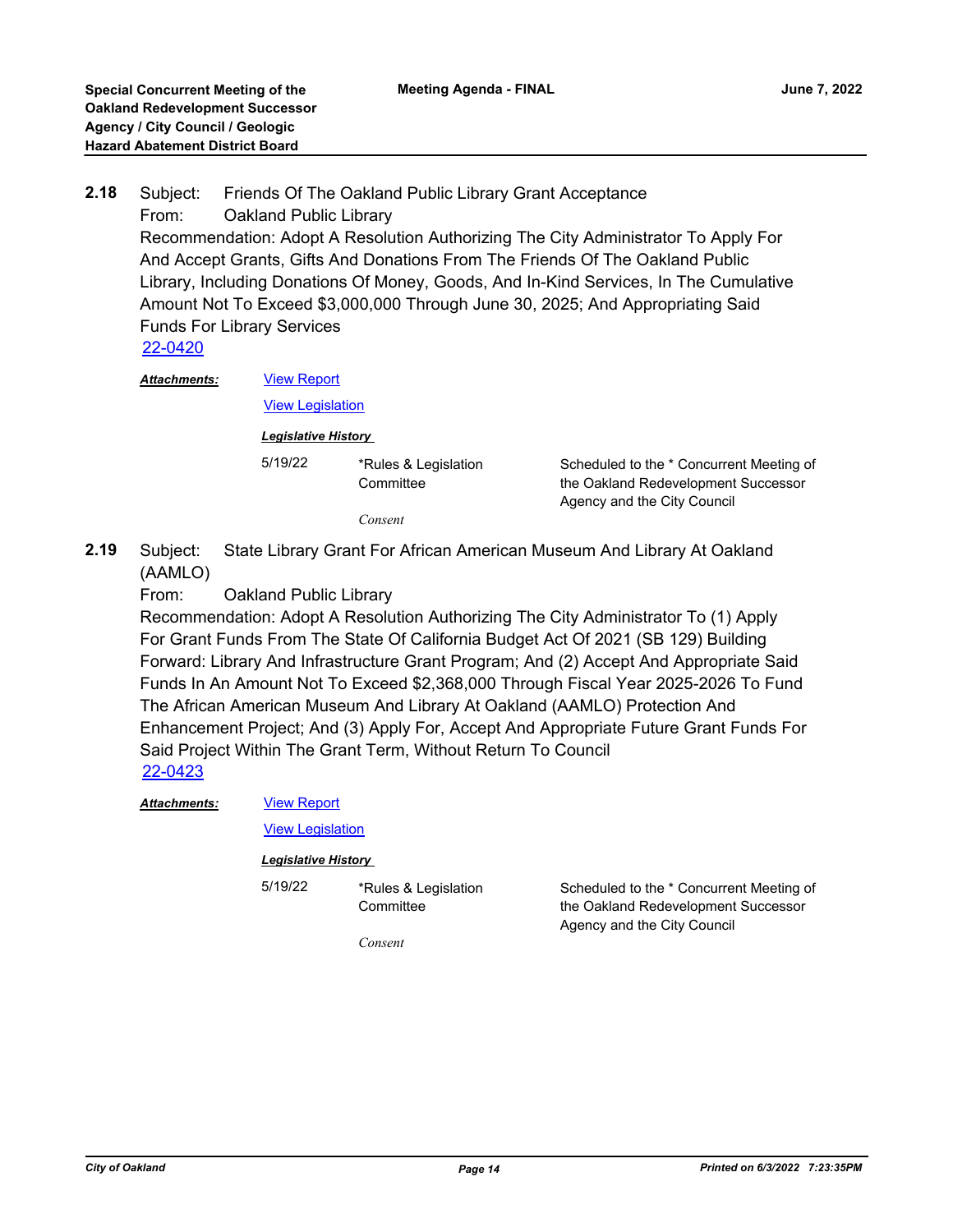**2.18** Subject: Friends Of The Oakland Public Library Grant Acceptance
From: Oakland Public Library
Recommendation: Adopt A Resolution Authorizing The City Administrator To Apply For And Accept Grants, Gifts And Donations From The Friends Of The Oakland Public Library, Including Donations Of Money, Goods, And In-Kind Services, In The Cumulative Amount Not To Exceed $3,000,000 Through June 30, 2025; And Appropriating Said Funds For Library Services
22-0420

***Attachments:*** View Report
View Legislation

***Legislative History***

| | | |
|---|---|---|
| 5/19/22 | *Rules & Legislation Committee | Scheduled to the * Concurrent Meeting of the Oakland Redevelopment Successor Agency and the City Council |
| | *Consent* | |

**2.19** Subject: State Library Grant For African American Museum And Library At Oakland (AAMLO)
From: Oakland Public Library
Recommendation: Adopt A Resolution Authorizing The City Administrator To (1) Apply For Grant Funds From The State Of California Budget Act Of 2021 (SB 129) Building Forward: Library And Infrastructure Grant Program; And (2) Accept And Appropriate Said Funds In An Amount Not To Exceed $2,368,000 Through Fiscal Year 2025-2026 To Fund The African American Museum And Library At Oakland (AAMLO) Protection And Enhancement Project; And (3) Apply For, Accept And Appropriate Future Grant Funds For Said Project Within The Grant Term, Without Return To Council
22-0423

***Attachments:*** View Report
View Legislation

***Legislative History***

| | | |
|---|---|---|
| 5/19/22 | *Rules & Legislation Committee | Scheduled to the * Concurrent Meeting of the Oakland Redevelopment Successor Agency and the City Council |
| | *Consent* | |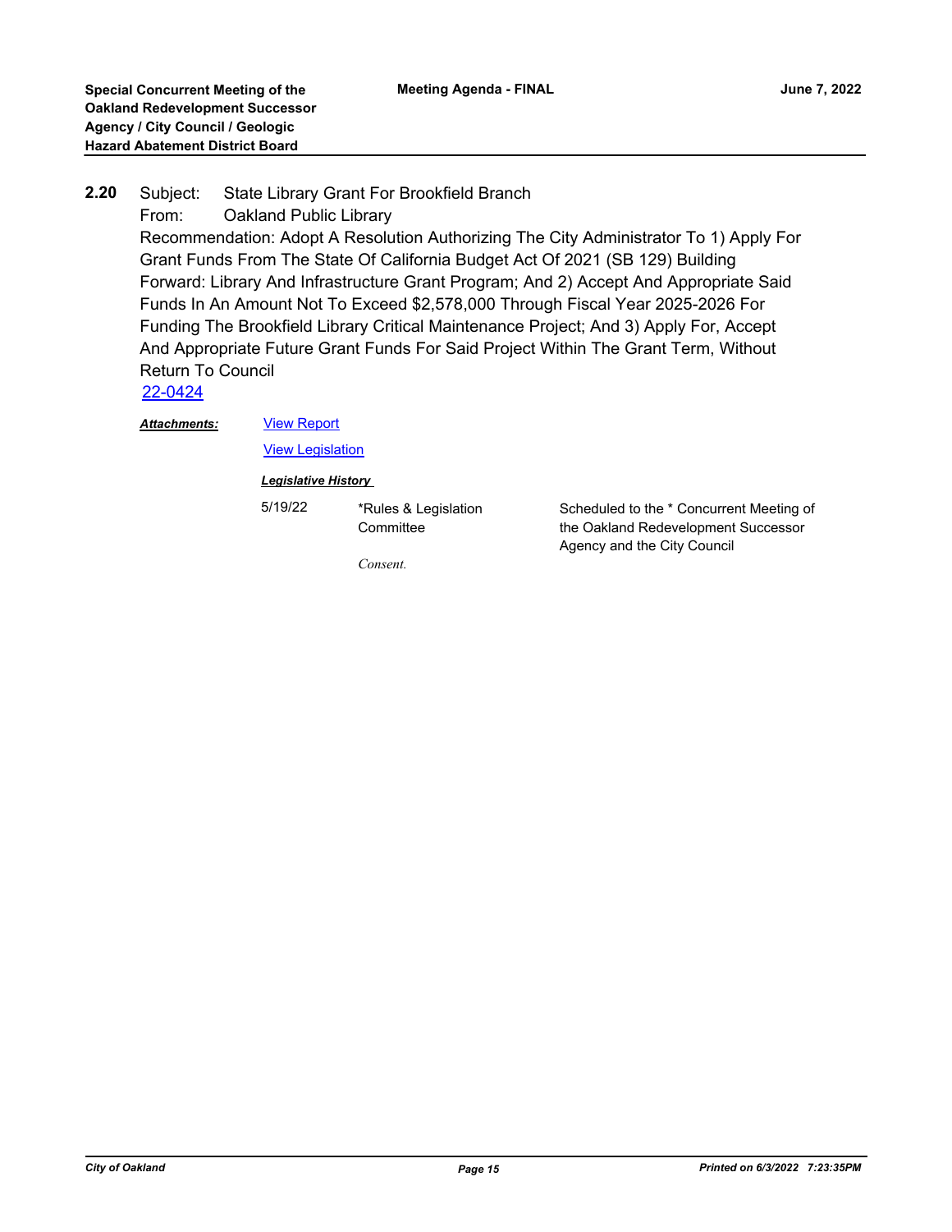**2.20** Subject: State Library Grant For Brookfield Branch

From: Oakland Public Library

Recommendation: Adopt A Resolution Authorizing The City Administrator To 1) Apply For Grant Funds From The State Of California Budget Act Of 2021 (SB 129) Building Forward: Library And Infrastructure Grant Program; And 2) Accept And Appropriate Said Funds In An Amount Not To Exceed $2,578,000 Through Fiscal Year 2025-2026 For Funding The Brookfield Library Critical Maintenance Project; And 3) Apply For, Accept And Appropriate Future Grant Funds For Said Project Within The Grant Term, Without Return To Council

22-0424

***Attachments:*** View Report

View Legislation

***Legislative History***

| | | |
|---|---|---|
| 5/19/22 | *Rules & Legislation Committee | Scheduled to the * Concurrent Meeting of the Oakland Redevelopment Successor Agency and the City Council |
| | *Consent.* | |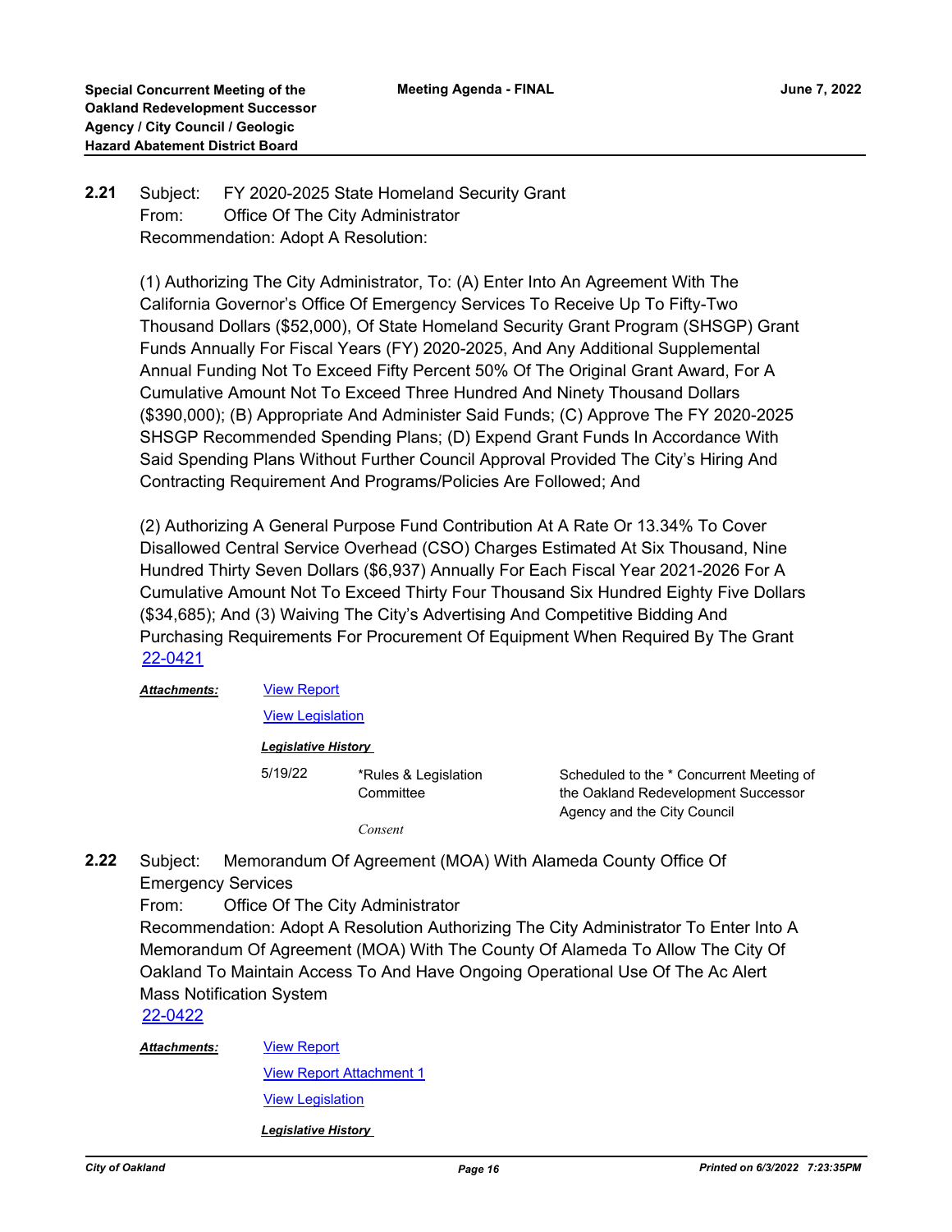**2.21** Subject: FY 2020-2025 State Homeland Security Grant
From: Office Of The City Administrator
Recommendation: Adopt A Resolution:

(1) Authorizing The City Administrator, To: (A) Enter Into An Agreement With The California Governor's Office Of Emergency Services To Receive Up To Fifty-Two Thousand Dollars ($52,000), Of State Homeland Security Grant Program (SHSGP) Grant Funds Annually For Fiscal Years (FY) 2020-2025, And Any Additional Supplemental Annual Funding Not To Exceed Fifty Percent 50% Of The Original Grant Award, For A Cumulative Amount Not To Exceed Three Hundred And Ninety Thousand Dollars ($390,000); (B) Appropriate And Administer Said Funds; (C) Approve The FY 2020-2025 SHSGP Recommended Spending Plans; (D) Expend Grant Funds In Accordance With Said Spending Plans Without Further Council Approval Provided The City's Hiring And Contracting Requirement And Programs/Policies Are Followed; And

(2) Authorizing A General Purpose Fund Contribution At A Rate Or 13.34% To Cover Disallowed Central Service Overhead (CSO) Charges Estimated At Six Thousand, Nine Hundred Thirty Seven Dollars ($6,937) Annually For Each Fiscal Year 2021-2026 For A Cumulative Amount Not To Exceed Thirty Four Thousand Six Hundred Eighty Five Dollars ($34,685); And (3) Waiving The City's Advertising And Competitive Bidding And Purchasing Requirements For Procurement Of Equipment When Required By The Grant
22-0421

***Attachments:*** View Report
View Legislation

***Legislative History***

| | | |
|---|---|---|
| 5/19/22 | *Rules & Legislation Committee | Scheduled to the * Concurrent Meeting of the Oakland Redevelopment Successor Agency and the City Council |

*Consent*

**2.22** Subject: Memorandum Of Agreement (MOA) With Alameda County Office Of Emergency Services
From: Office Of The City Administrator
Recommendation: Adopt A Resolution Authorizing The City Administrator To Enter Into A Memorandum Of Agreement (MOA) With The County Of Alameda To Allow The City Of Oakland To Maintain Access To And Have Ongoing Operational Use Of The Ac Alert Mass Notification System
22-0422

***Attachments:*** View Report
View Report Attachment 1
View Legislation

***Legislative History***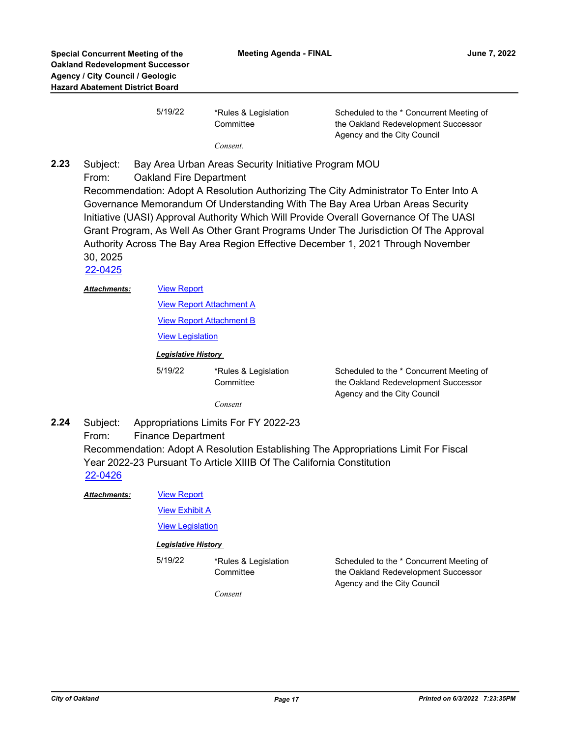| | | |
|---|---|---|
| 5/19/22 | *Rules & Legislation Committee | Scheduled to the * Concurrent Meeting of the Oakland Redevelopment Successor Agency and the City Council |

*Consent.*

**2.23** Subject: Bay Area Urban Areas Security Initiative Program MOU
From: Oakland Fire Department
Recommendation: Adopt A Resolution Authorizing The City Administrator To Enter Into A Governance Memorandum Of Understanding With The Bay Area Urban Areas Security Initiative (UASI) Approval Authority Which Will Provide Overall Governance Of The UASI Grant Program, As Well As Other Grant Programs Under The Jurisdiction Of The Approval Authority Across The Bay Area Region Effective December 1, 2021 Through November 30, 2025
22-0425

***Attachments:*** View Report
View Report Attachment A
View Report Attachment B
View Legislation

***Legislative History***

| | | |
|---|---|---|
| 5/19/22 | *Rules & Legislation Committee | Scheduled to the * Concurrent Meeting of the Oakland Redevelopment Successor Agency and the City Council |

*Consent*

**2.24** Subject: Appropriations Limits For FY 2022-23
From: Finance Department
Recommendation: Adopt A Resolution Establishing The Appropriations Limit For Fiscal Year 2022-23 Pursuant To Article XIIIB Of The California Constitution
22-0426

***Attachments:*** View Report
View Exhibit A
View Legislation

***Legislative History***

| | | |
|---|---|---|
| 5/19/22 | *Rules & Legislation Committee | Scheduled to the * Concurrent Meeting of the Oakland Redevelopment Successor Agency and the City Council |

*Consent*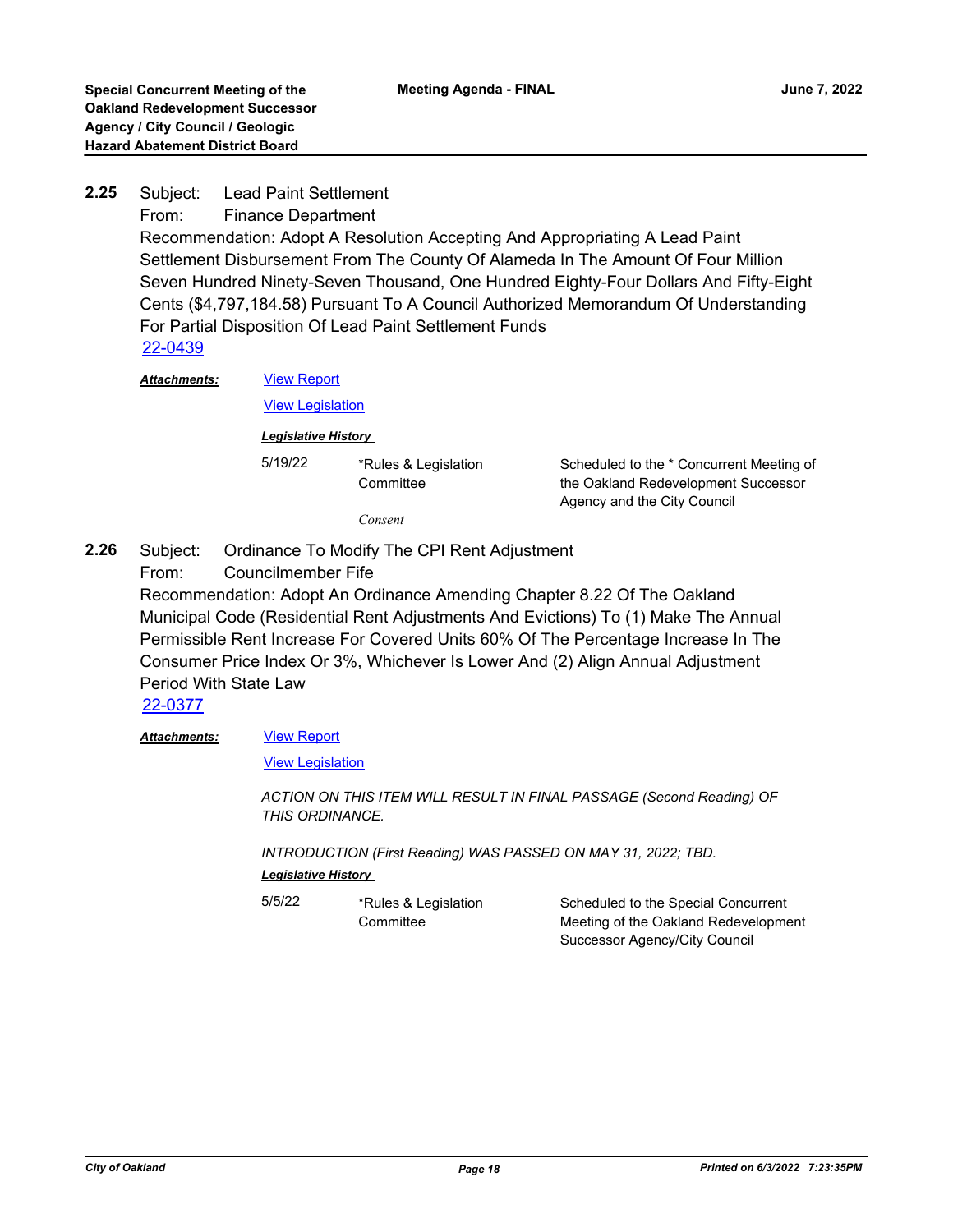**2.25** Subject: Lead Paint Settlement
From: Finance Department
Recommendation: Adopt A Resolution Accepting And Appropriating A Lead Paint Settlement Disbursement From The County Of Alameda In The Amount Of Four Million Seven Hundred Ninety-Seven Thousand, One Hundred Eighty-Four Dollars And Fifty-Eight Cents ($4,797,184.58) Pursuant To A Council Authorized Memorandum Of Understanding For Partial Disposition Of Lead Paint Settlement Funds
22-0439

***Attachments:*** View Report
View Legislation

***Legislative History***

| | | |
|---|---|---|
| 5/19/22 | *Rules & Legislation Committee | Scheduled to the * Concurrent Meeting of the Oakland Redevelopment Successor Agency and the City Council |

*Consent*

**2.26** Subject: Ordinance To Modify The CPI Rent Adjustment
From: Councilmember Fife
Recommendation: Adopt An Ordinance Amending Chapter 8.22 Of The Oakland Municipal Code (Residential Rent Adjustments And Evictions) To (1) Make The Annual Permissible Rent Increase For Covered Units 60% Of The Percentage Increase In The Consumer Price Index Or 3%, Whichever Is Lower And (2) Align Annual Adjustment Period With State Law
22-0377

***Attachments:*** View Report
View Legislation

*ACTION ON THIS ITEM WILL RESULT IN FINAL PASSAGE (Second Reading) OF THIS ORDINANCE.*

*INTRODUCTION (First Reading) WAS PASSED ON MAY 31, 2022; TBD.*

***Legislative History***

| | | |
|---|---|---|
| 5/5/22 | *Rules & Legislation Committee | Scheduled to the Special Concurrent Meeting of the Oakland Redevelopment Successor Agency/City Council |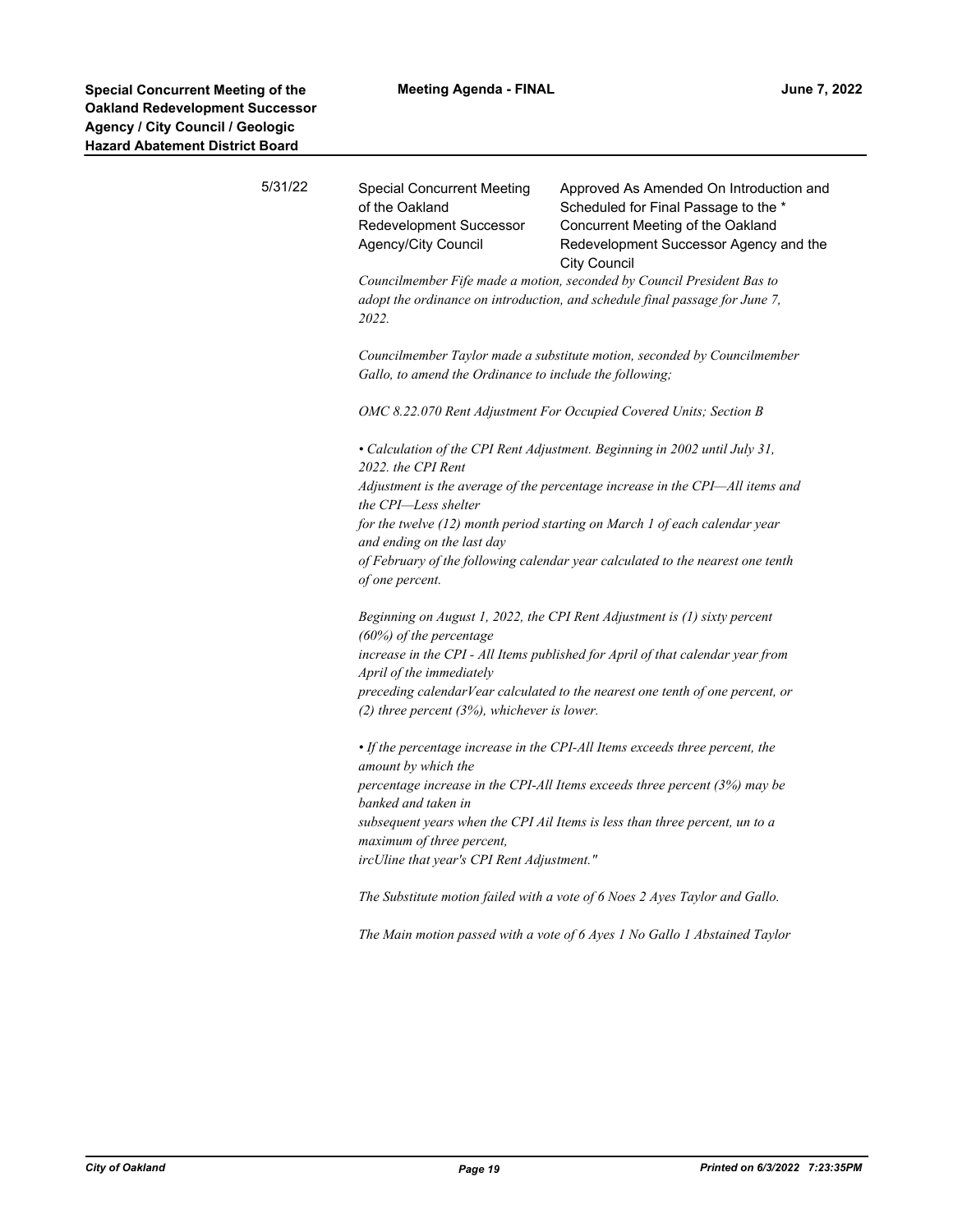| 5/31/22 | Special Concurrent Meeting of the Oakland Redevelopment Successor Agency/City Council | Approved As Amended On Introduction and Scheduled for Final Passage to the * Concurrent Meeting of the Oakland Redevelopment Successor Agency and the City Council |
|---|---|---|

*Councilmember Fife made a motion, seconded by Council President Bas to adopt the ordinance on introduction, and schedule final passage for June 7, 2022.*

*Councilmember Taylor made a substitute motion, seconded by Councilmember Gallo, to amend the Ordinance to include the following;*

*OMC 8.22.070 Rent Adjustment For Occupied Covered Units; Section B*

*• Calculation of the CPI Rent Adjustment. Beginning in 2002 until July 31, 2022. the CPI Rent Adjustment is the average of the percentage increase in the CPI—All items and the CPI—Less shelter for the twelve (12) month period starting on March 1 of each calendar year and ending on the last day of February of the following calendar year calculated to the nearest one tenth of one percent.*

*Beginning on August 1, 2022, the CPI Rent Adjustment is (1) sixty percent (60%) of the percentage increase in the CPI - All Items published for April of that calendar year from April of the immediately preceding calendarVear calculated to the nearest one tenth of one percent, or (2) three percent (3%), whichever is lower.*

*• If the percentage increase in the CPI-All Items exceeds three percent, the amount by which the percentage increase in the CPI-All Items exceeds three percent (3%) may be banked and taken in subsequent years when the CPI Ail Items is less than three percent, un to a maximum of three percent, ircUline that year's CPI Rent Adjustment."*

*The Substitute motion failed with a vote of 6 Noes 2 Ayes Taylor and Gallo.*

*The Main motion passed with a vote of 6 Ayes 1 No Gallo 1 Abstained Taylor*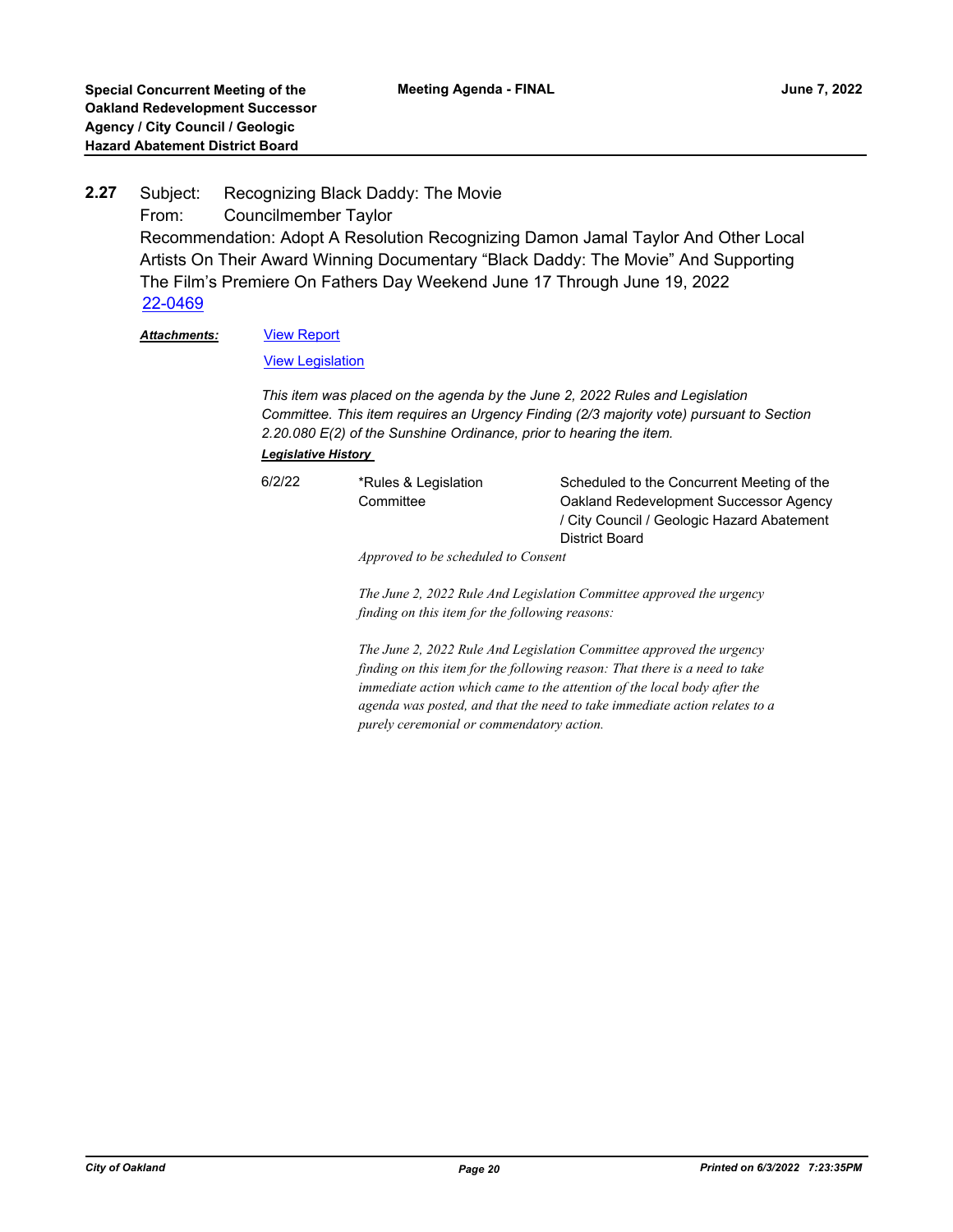**2.27** Subject: Recognizing Black Daddy: The Movie
From: Councilmember Taylor
Recommendation: Adopt A Resolution Recognizing Damon Jamal Taylor And Other Local Artists On Their Award Winning Documentary "Black Daddy: The Movie" And Supporting The Film's Premiere On Fathers Day Weekend June 17 Through June 19, 2022
22-0469

***Attachments:*** View Report
View Legislation

*This item was placed on the agenda by the June 2, 2022 Rules and Legislation Committee. This item requires an Urgency Finding (2/3 majority vote) pursuant to Section 2.20.080 E(2) of the Sunshine Ordinance, prior to hearing the item.*

***Legislative History***

| | | |
|---|---|---|
| 6/2/22 | *Rules & Legislation Committee | Scheduled to the Concurrent Meeting of the Oakland Redevelopment Successor Agency / City Council / Geologic Hazard Abatement District Board |

*Approved to be scheduled to Consent*

*The June 2, 2022 Rule And Legislation Committee approved the urgency finding on this item for the following reasons:*

*The June 2, 2022 Rule And Legislation Committee approved the urgency finding on this item for the following reason: That there is a need to take immediate action which came to the attention of the local body after the agenda was posted, and that the need to take immediate action relates to a purely ceremonial or commendatory action.*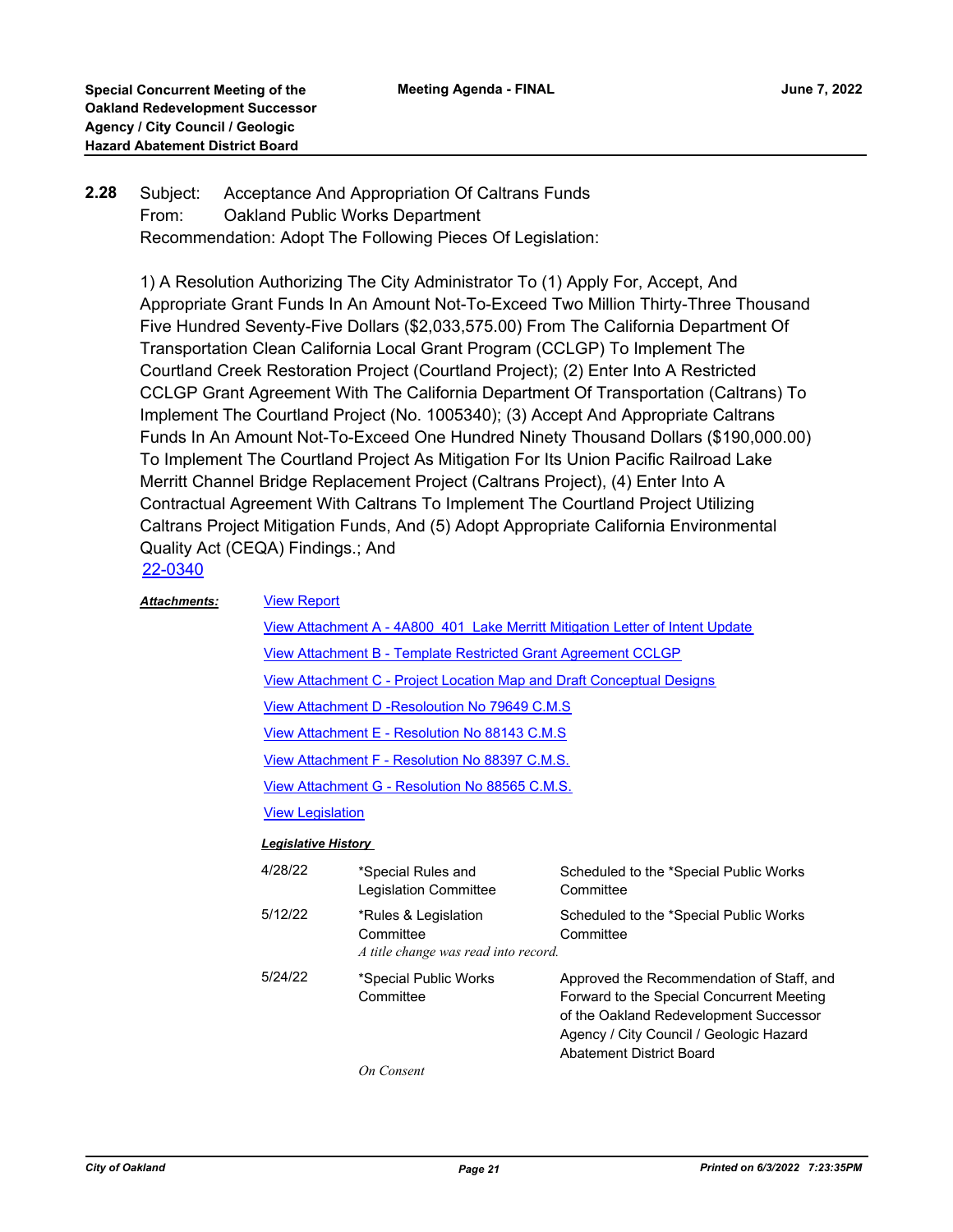**2.28** Subject: Acceptance And Appropriation Of Caltrans Funds
From: Oakland Public Works Department
Recommendation: Adopt The Following Pieces Of Legislation:

1) A Resolution Authorizing The City Administrator To (1) Apply For, Accept, And Appropriate Grant Funds In An Amount Not-To-Exceed Two Million Thirty-Three Thousand Five Hundred Seventy-Five Dollars ($2,033,575.00) From The California Department Of Transportation Clean California Local Grant Program (CCLGP) To Implement The Courtland Creek Restoration Project (Courtland Project); (2) Enter Into A Restricted CCLGP Grant Agreement With The California Department Of Transportation (Caltrans) To Implement The Courtland Project (No. 1005340); (3) Accept And Appropriate Caltrans Funds In An Amount Not-To-Exceed One Hundred Ninety Thousand Dollars ($190,000.00) To Implement The Courtland Project As Mitigation For Its Union Pacific Railroad Lake Merritt Channel Bridge Replacement Project (Caltrans Project), (4) Enter Into A Contractual Agreement With Caltrans To Implement The Courtland Project Utilizing Caltrans Project Mitigation Funds, And (5) Adopt Appropriate California Environmental Quality Act (CEQA) Findings.; And

22-0340

***Attachments:***

View Report

View Attachment A - 4A800_401_Lake Merritt Mitigation Letter of Intent Update

View Attachment B - Template Restricted Grant Agreement CCLGP

View Attachment C - Project Location Map and Draft Conceptual Designs

View Attachment D -Resoloution No 79649 C.M.S

View Attachment E - Resolution No 88143 C.M.S

View Attachment F - Resolution No 88397 C.M.S.

View Attachment G - Resolution No 88565 C.M.S.

View Legislation

***Legislative History***

| | | |
|---|---|---|
| 4/28/22 | *Special Rules and Legislation Committee | Scheduled to the *Special Public Works Committee |
| 5/12/22 | *Rules & Legislation Committee<br>*A title change was read into record.* | Scheduled to the *Special Public Works Committee |
| 5/24/22 | *Special Public Works Committee<br>*On Consent* | Approved the Recommendation of Staff, and Forward to the Special Concurrent Meeting of the Oakland Redevelopment Successor Agency / City Council / Geologic Hazard Abatement District Board |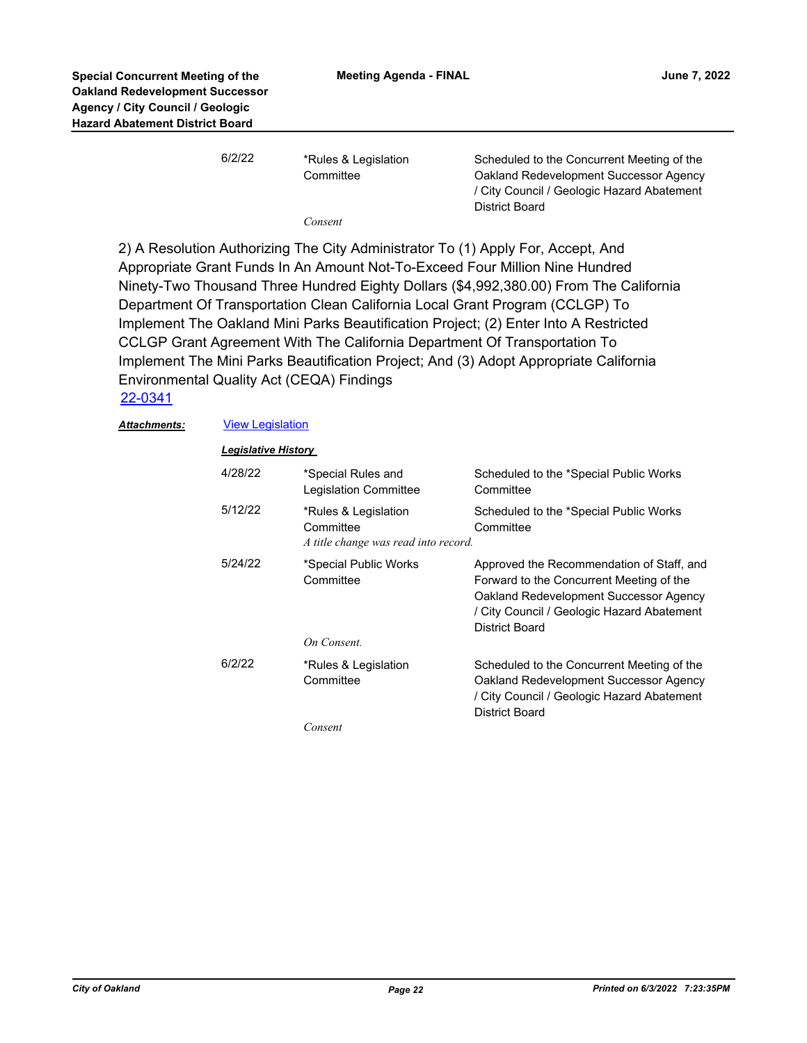| | | |
|---|---|---|
| 6/2/22 | *Rules & Legislation Committee<br>*Consent* | Scheduled to the Concurrent Meeting of the Oakland Redevelopment Successor Agency / City Council / Geologic Hazard Abatement District Board |

2) A Resolution Authorizing The City Administrator To (1) Apply For, Accept, And Appropriate Grant Funds In An Amount Not-To-Exceed Four Million Nine Hundred Ninety-Two Thousand Three Hundred Eighty Dollars ($4,992,380.00) From The California Department Of Transportation Clean California Local Grant Program (CCLGP) To Implement The Oakland Mini Parks Beautification Project; (2) Enter Into A Restricted CCLGP Grant Agreement With The California Department Of Transportation To Implement The Mini Parks Beautification Project; And (3) Adopt Appropriate California Environmental Quality Act (CEQA) Findings

22-0341

***Attachments:*** View Legislation

***Legislative History***

| | | |
|---|---|---|
| 4/28/22 | *Special Rules and Legislation Committee | Scheduled to the *Special Public Works Committee |
| 5/12/22 | *Rules & Legislation Committee<br>*A title change was read into record.* | Scheduled to the *Special Public Works Committee |
| 5/24/22 | *Special Public Works Committee<br>*On Consent.* | Approved the Recommendation of Staff, and Forward to the Concurrent Meeting of the Oakland Redevelopment Successor Agency / City Council / Geologic Hazard Abatement District Board |
| 6/2/22 | *Rules & Legislation Committee<br>*Consent* | Scheduled to the Concurrent Meeting of the Oakland Redevelopment Successor Agency / City Council / Geologic Hazard Abatement District Board |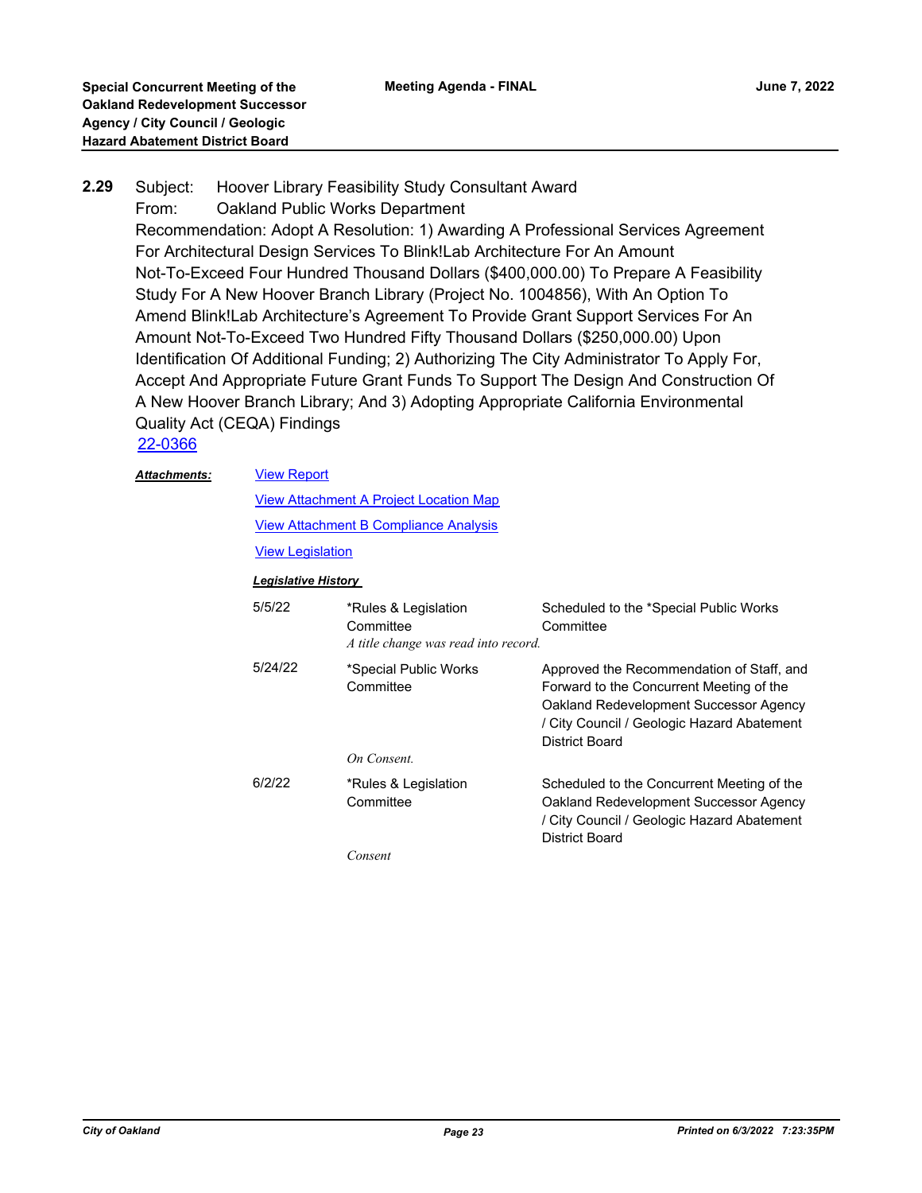**2.29** Subject: Hoover Library Feasibility Study Consultant Award

From: Oakland Public Works Department

Recommendation: Adopt A Resolution: 1) Awarding A Professional Services Agreement For Architectural Design Services To Blink!Lab Architecture For An Amount Not-To-Exceed Four Hundred Thousand Dollars ($400,000.00) To Prepare A Feasibility Study For A New Hoover Branch Library (Project No. 1004856), With An Option To Amend Blink!Lab Architecture's Agreement To Provide Grant Support Services For An Amount Not-To-Exceed Two Hundred Fifty Thousand Dollars ($250,000.00) Upon Identification Of Additional Funding; 2) Authorizing The City Administrator To Apply For, Accept And Appropriate Future Grant Funds To Support The Design And Construction Of A New Hoover Branch Library; And 3) Adopting Appropriate California Environmental Quality Act (CEQA) Findings

22-0366

***Attachments:***

View Report

View Attachment A Project Location Map

View Attachment B Compliance Analysis

View Legislation

***Legislative History***

| Date | Committee | Action |
| --- | --- | --- |
| 5/5/22 | *Rules & Legislation Committee<br>*A title change was read into record.* | Scheduled to the *Special Public Works Committee |
| 5/24/22 | *Special Public Works Committee<br>*On Consent.* | Approved the Recommendation of Staff, and Forward to the Concurrent Meeting of the Oakland Redevelopment Successor Agency / City Council / Geologic Hazard Abatement District Board |
| 6/2/22 | *Rules & Legislation Committee<br>*Consent* | Scheduled to the Concurrent Meeting of the Oakland Redevelopment Successor Agency / City Council / Geologic Hazard Abatement District Board |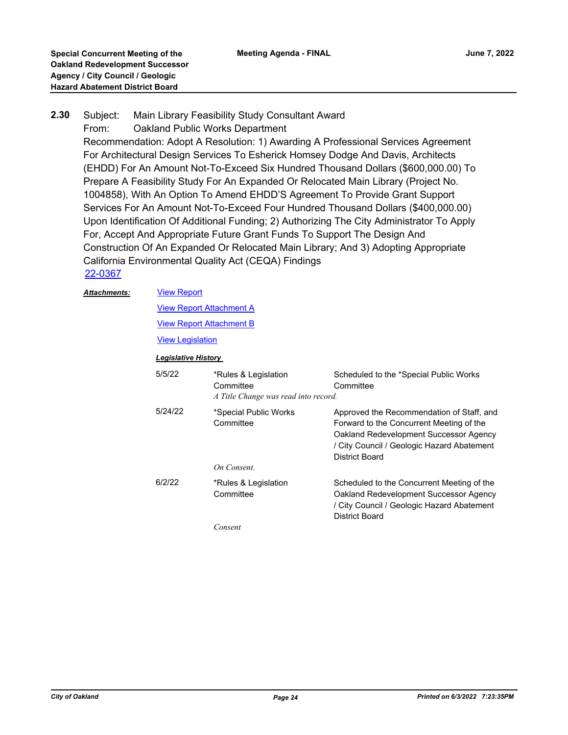**2.30** Subject: Main Library Feasibility Study Consultant Award
From: Oakland Public Works Department
Recommendation: Adopt A Resolution: 1) Awarding A Professional Services Agreement For Architectural Design Services To Esherick Homsey Dodge And Davis, Architects (EHDD) For An Amount Not-To-Exceed Six Hundred Thousand Dollars ($600,000.00) To Prepare A Feasibility Study For An Expanded Or Relocated Main Library (Project No. 1004858), With An Option To Amend EHDD'S Agreement To Provide Grant Support Services For An Amount Not-To-Exceed Four Hundred Thousand Dollars ($400,000.00) Upon Identification Of Additional Funding; 2) Authorizing The City Administrator To Apply For, Accept And Appropriate Future Grant Funds To Support The Design And Construction Of An Expanded Or Relocated Main Library; And 3) Adopting Appropriate California Environmental Quality Act (CEQA) Findings
22-0367

***Attachments:*** View Report
View Report Attachment A
View Report Attachment B
View Legislation

***Legislative History***

| | | |
|---|---|---|
| 5/5/22 | *Rules & Legislation Committee<br>*A Title Change was read into record.* | Scheduled to the *Special Public Works Committee |
| 5/24/22 | *Special Public Works Committee<br>*On Consent.* | Approved the Recommendation of Staff, and Forward to the Concurrent Meeting of the Oakland Redevelopment Successor Agency / City Council / Geologic Hazard Abatement District Board |
| 6/2/22 | *Rules & Legislation Committee<br>*Consent* | Scheduled to the Concurrent Meeting of the Oakland Redevelopment Successor Agency / City Council / Geologic Hazard Abatement District Board |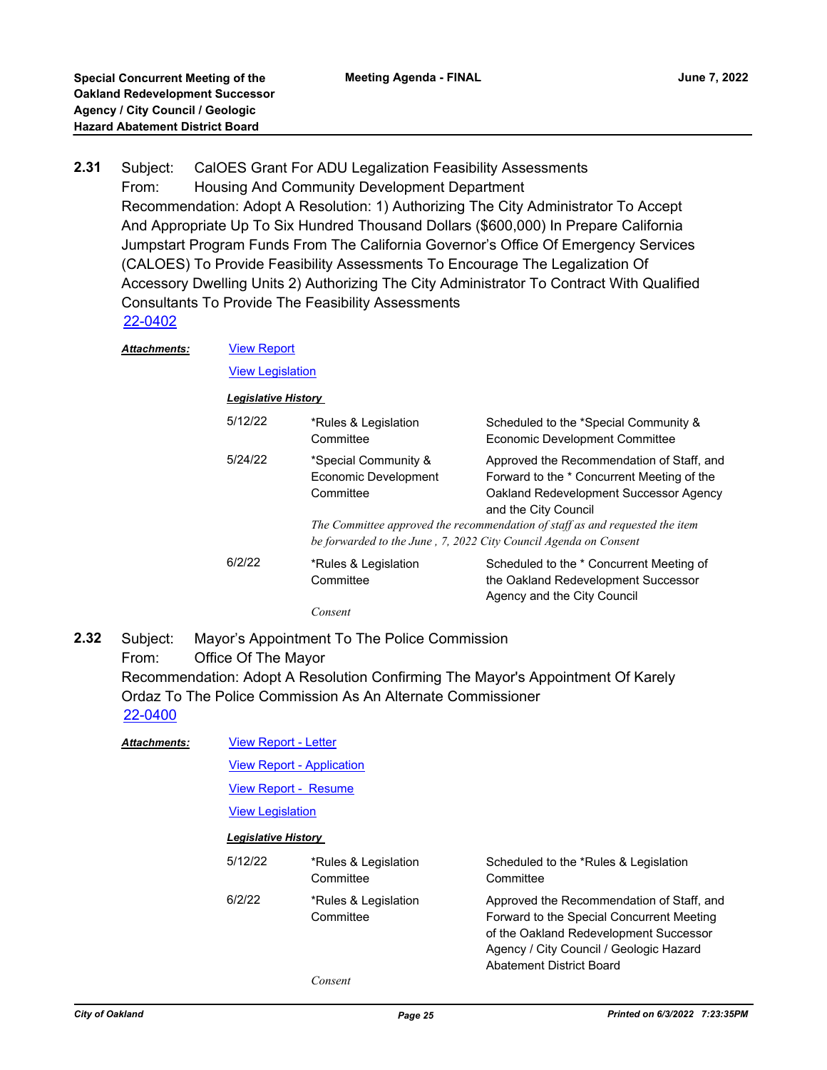**2.31** Subject: CalOES Grant For ADU Legalization Feasibility Assessments
From: Housing And Community Development Department
Recommendation: Adopt A Resolution: 1) Authorizing The City Administrator To Accept And Appropriate Up To Six Hundred Thousand Dollars ($600,000) In Prepare California Jumpstart Program Funds From The California Governor's Office Of Emergency Services (CALOES) To Provide Feasibility Assessments To Encourage The Legalization Of Accessory Dwelling Units 2) Authorizing The City Administrator To Contract With Qualified Consultants To Provide The Feasibility Assessments
22-0402

***Attachments:*** View Report

View Legislation

***Legislative History***

| | | |
|---|---|---|
| 5/12/22 | *Rules & Legislation Committee | Scheduled to the *Special Community & Economic Development Committee |
| 5/24/22 | *Special Community & Economic Development Committee | Approved the Recommendation of Staff, and Forward to the * Concurrent Meeting of the Oakland Redevelopment Successor Agency and the City Council |

*The Committee approved the recommendation of staff as and requested the item be forwarded to the June , 7, 2022 City Council Agenda on Consent*

| | | |
|---|---|---|
| 6/2/22 | *Rules & Legislation Committee | Scheduled to the * Concurrent Meeting of the Oakland Redevelopment Successor Agency and the City Council |

*Consent*

**2.32** Subject: Mayor's Appointment To The Police Commission
From: Office Of The Mayor
Recommendation: Adopt A Resolution Confirming The Mayor's Appointment Of Karely Ordaz To The Police Commission As An Alternate Commissioner
22-0400

***Attachments:*** View Report - Letter

View Report - Application

View Report - Resume

View Legislation

***Legislative History***

| | | |
|---|---|---|
| 5/12/22 | *Rules & Legislation Committee | Scheduled to the *Rules & Legislation Committee |
| 6/2/22 | *Rules & Legislation Committee | Approved the Recommendation of Staff, and Forward to the Special Concurrent Meeting of the Oakland Redevelopment Successor Agency / City Council / Geologic Hazard Abatement District Board |

*Consent*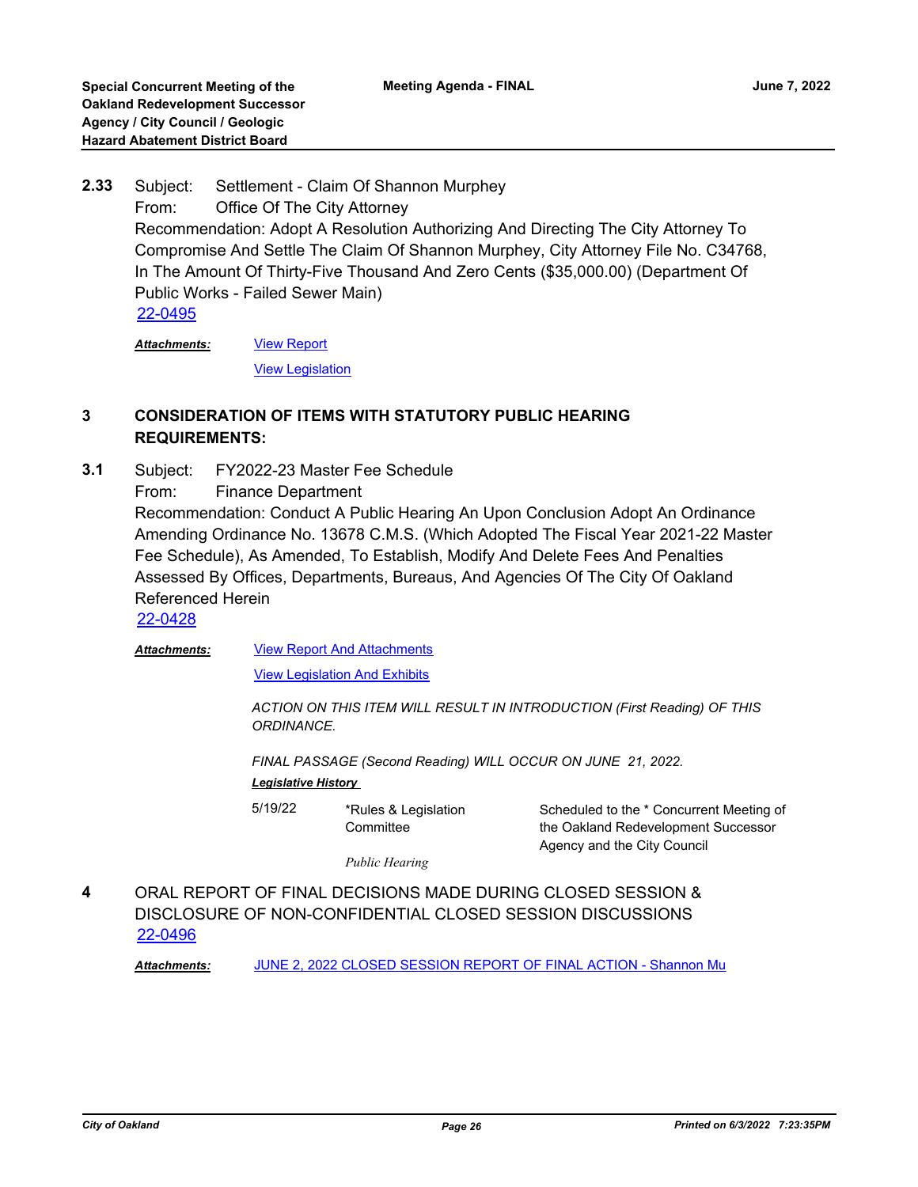**2.33** Subject: Settlement - Claim Of Shannon Murphey
From: Office Of The City Attorney
Recommendation: Adopt A Resolution Authorizing And Directing The City Attorney To Compromise And Settle The Claim Of Shannon Murphey, City Attorney File No. C34768, In The Amount Of Thirty-Five Thousand And Zero Cents ($35,000.00) (Department Of Public Works - Failed Sewer Main)
22-0495

***Attachments:*** View Report
View Legislation

## 3 CONSIDERATION OF ITEMS WITH STATUTORY PUBLIC HEARING REQUIREMENTS:

**3.1** Subject: FY2022-23 Master Fee Schedule
From: Finance Department
Recommendation: Conduct A Public Hearing An Upon Conclusion Adopt An Ordinance Amending Ordinance No. 13678 C.M.S. (Which Adopted The Fiscal Year 2021-22 Master Fee Schedule), As Amended, To Establish, Modify And Delete Fees And Penalties Assessed By Offices, Departments, Bureaus, And Agencies Of The City Of Oakland Referenced Herein
22-0428

***Attachments:*** View Report And Attachments
View Legislation And Exhibits

*ACTION ON THIS ITEM WILL RESULT IN INTRODUCTION (First Reading) OF THIS ORDINANCE.*

*FINAL PASSAGE (Second Reading) WILL OCCUR ON JUNE 21, 2022.*

***Legislative History***

| | | |
|---|---|---|
| 5/19/22 | *Rules & Legislation Committee | Scheduled to the * Concurrent Meeting of the Oakland Redevelopment Successor Agency and the City Council |
| | *Public Hearing* | |

**4** ORAL REPORT OF FINAL DECISIONS MADE DURING CLOSED SESSION & DISCLOSURE OF NON-CONFIDENTIAL CLOSED SESSION DISCUSSIONS
22-0496

***Attachments:*** JUNE 2, 2022 CLOSED SESSION REPORT OF FINAL ACTION - Shannon Mu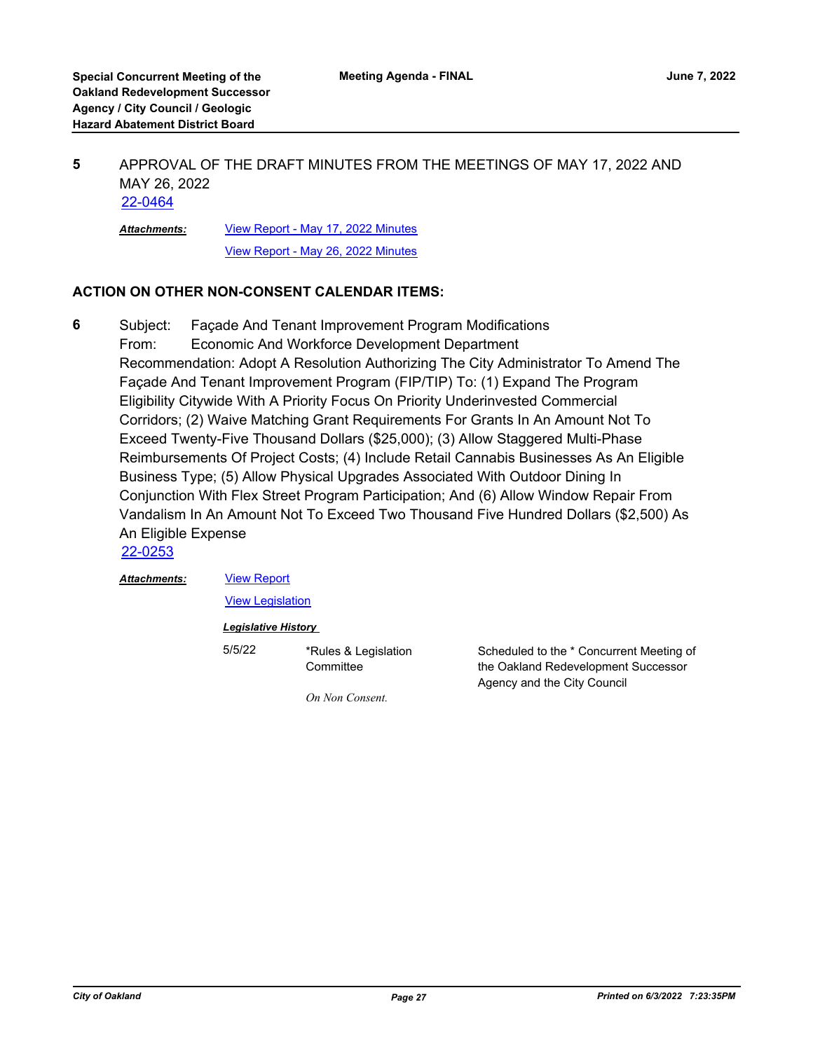**5** APPROVAL OF THE DRAFT MINUTES FROM THE MEETINGS OF MAY 17, 2022 AND MAY 26, 2022

22-0464

***Attachments:*** View Report - May 17, 2022 Minutes

View Report - May 26, 2022 Minutes

## ACTION ON OTHER NON-CONSENT CALENDAR ITEMS:

**6** Subject: Façade And Tenant Improvement Program Modifications

From: Economic And Workforce Development Department

Recommendation: Adopt A Resolution Authorizing The City Administrator To Amend The Façade And Tenant Improvement Program (FIP/TIP) To: (1) Expand The Program Eligibility Citywide With A Priority Focus On Priority Underinvested Commercial Corridors; (2) Waive Matching Grant Requirements For Grants In An Amount Not To Exceed Twenty-Five Thousand Dollars ($25,000); (3) Allow Staggered Multi-Phase Reimbursements Of Project Costs; (4) Include Retail Cannabis Businesses As An Eligible Business Type; (5) Allow Physical Upgrades Associated With Outdoor Dining In Conjunction With Flex Street Program Participation; And (6) Allow Window Repair From Vandalism In An Amount Not To Exceed Two Thousand Five Hundred Dollars ($2,500) As An Eligible Expense

22-0253

***Attachments:*** View Report

View Legislation

***Legislative History***

| | | |
|---|---|---|
| 5/5/22 | *Rules & Legislation Committee | Scheduled to the * Concurrent Meeting of the Oakland Redevelopment Successor Agency and the City Council |
| | *On Non Consent.* | |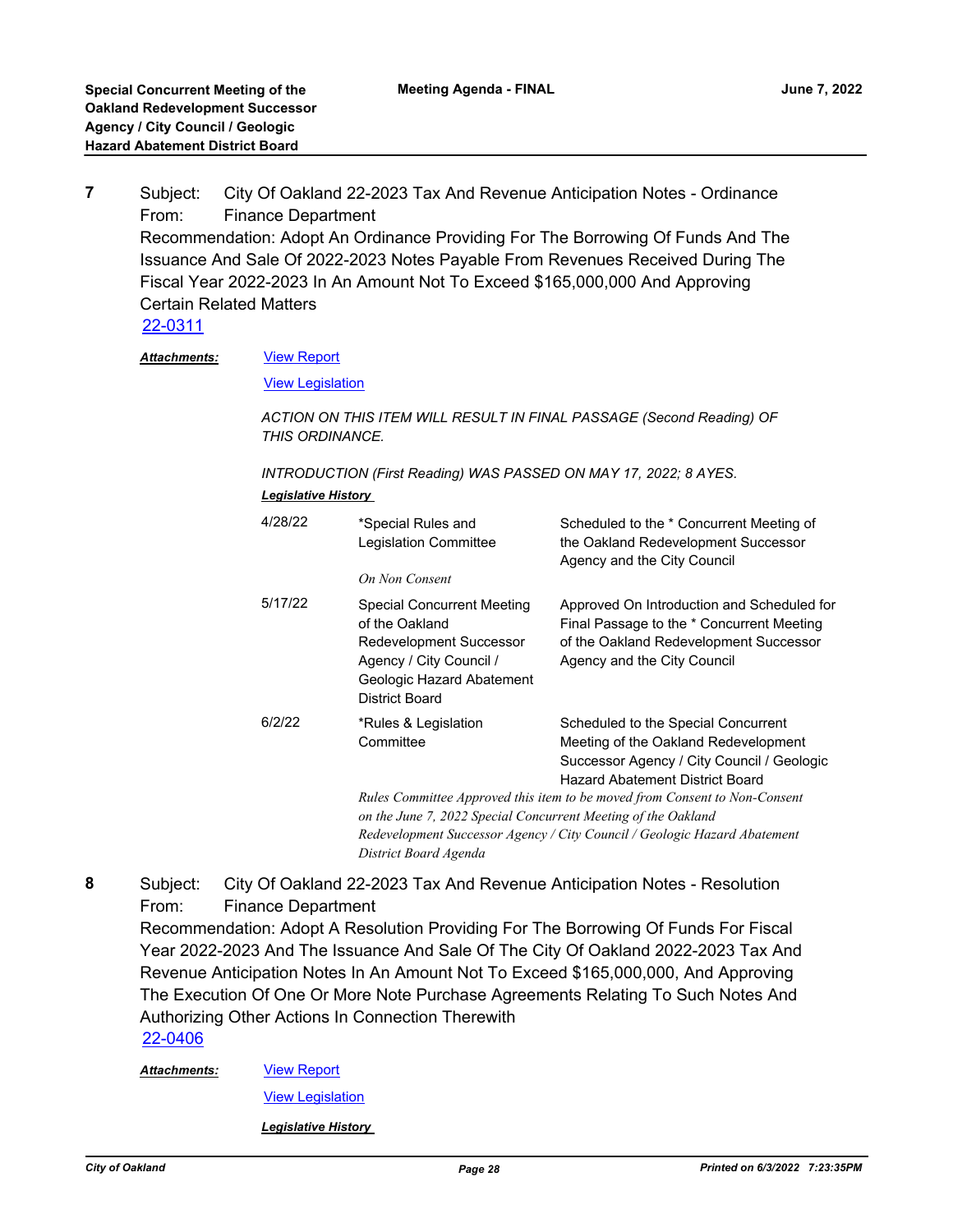**7** Subject: City Of Oakland 22-2023 Tax And Revenue Anticipation Notes - Ordinance
From: Finance Department
Recommendation: Adopt An Ordinance Providing For The Borrowing Of Funds And The Issuance And Sale Of 2022-2023 Notes Payable From Revenues Received During The Fiscal Year 2022-2023 In An Amount Not To Exceed $165,000,000 And Approving Certain Related Matters
22-0311

***Attachments:*** View Report

View Legislation

*ACTION ON THIS ITEM WILL RESULT IN FINAL PASSAGE (Second Reading) OF THIS ORDINANCE.*

*INTRODUCTION (First Reading) WAS PASSED ON MAY 17, 2022; 8 AYES.*

***Legislative History***

| | | |
|---|---|---|
| 4/28/22 | *Special Rules and Legislation Committee<br>*On Non Consent* | Scheduled to the * Concurrent Meeting of the Oakland Redevelopment Successor Agency and the City Council |
| 5/17/22 | Special Concurrent Meeting of the Oakland Redevelopment Successor Agency / City Council / Geologic Hazard Abatement District Board | Approved On Introduction and Scheduled for Final Passage to the * Concurrent Meeting of the Oakland Redevelopment Successor Agency and the City Council |
| 6/2/22 | *Rules & Legislation Committee | Scheduled to the Special Concurrent Meeting of the Oakland Redevelopment Successor Agency / City Council / Geologic Hazard Abatement District Board |

*Rules Committee Approved this item to be moved from Consent to Non-Consent on the June 7, 2022 Special Concurrent Meeting of the Oakland Redevelopment Successor Agency / City Council / Geologic Hazard Abatement District Board Agenda*

**8** Subject: City Of Oakland 22-2023 Tax And Revenue Anticipation Notes - Resolution
From: Finance Department
Recommendation: Adopt A Resolution Providing For The Borrowing Of Funds For Fiscal Year 2022-2023 And The Issuance And Sale Of The City Of Oakland 2022-2023 Tax And Revenue Anticipation Notes In An Amount Not To Exceed $165,000,000, And Approving The Execution Of One Or More Note Purchase Agreements Relating To Such Notes And Authorizing Other Actions In Connection Therewith
22-0406

***Attachments:*** View Report

View Legislation

***Legislative History***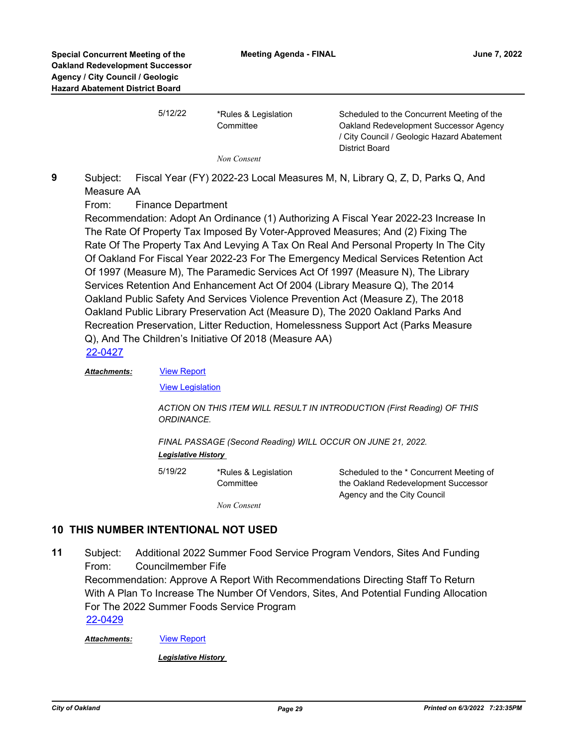| | | |
|---|---|---|
| 5/12/22 | *Rules & Legislation Committee | Scheduled to the Concurrent Meeting of the Oakland Redevelopment Successor Agency / City Council / Geologic Hazard Abatement District Board |
| | *Non Consent* | |

**9** Subject: Fiscal Year (FY) 2022-23 Local Measures M, N, Library Q, Z, D, Parks Q, And Measure AA

From: Finance Department

Recommendation: Adopt An Ordinance (1) Authorizing A Fiscal Year 2022-23 Increase In The Rate Of Property Tax Imposed By Voter-Approved Measures; And (2) Fixing The Rate Of The Property Tax And Levying A Tax On Real And Personal Property In The City Of Oakland For Fiscal Year 2022-23 For The Emergency Medical Services Retention Act Of 1997 (Measure M), The Paramedic Services Act Of 1997 (Measure N), The Library Services Retention And Enhancement Act Of 2004 (Library Measure Q), The 2014 Oakland Public Safety And Services Violence Prevention Act (Measure Z), The 2018 Oakland Public Library Preservation Act (Measure D), The 2020 Oakland Parks And Recreation Preservation, Litter Reduction, Homelessness Support Act (Parks Measure Q), And The Children's Initiative Of 2018 (Measure AA)

22-0427

***Attachments:*** View Report

View Legislation

*ACTION ON THIS ITEM WILL RESULT IN INTRODUCTION (First Reading) OF THIS ORDINANCE.*

*FINAL PASSAGE (Second Reading) WILL OCCUR ON JUNE 21, 2022.*

***Legislative History***

| | | |
|---|---|---|
| 5/19/22 | *Rules & Legislation Committee | Scheduled to the * Concurrent Meeting of the Oakland Redevelopment Successor Agency and the City Council |
| | *Non Consent* | |

## 10 THIS NUMBER INTENTIONAL NOT USED

**11** Subject: Additional 2022 Summer Food Service Program Vendors, Sites And Funding

From: Councilmember Fife

Recommendation: Approve A Report With Recommendations Directing Staff To Return With A Plan To Increase The Number Of Vendors, Sites, And Potential Funding Allocation For The 2022 Summer Foods Service Program

22-0429

***Attachments:*** View Report

***Legislative History***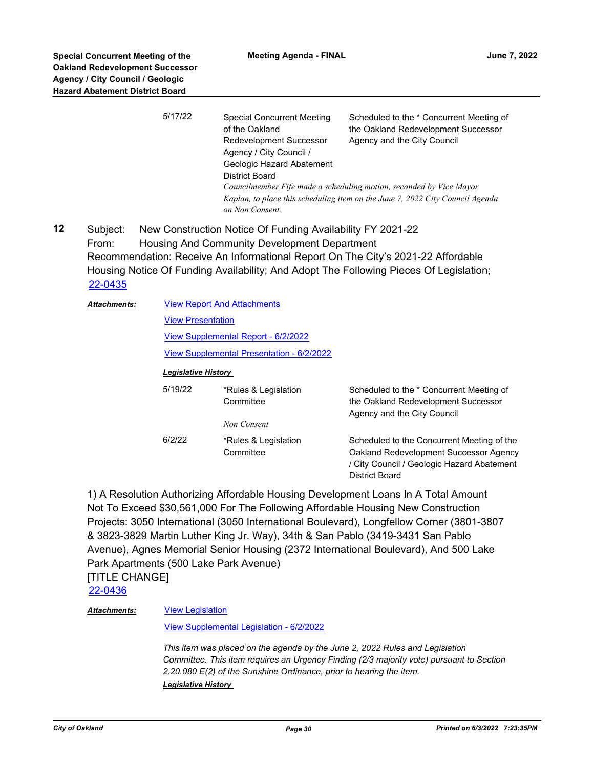| | | |
|---|---|---|
| 5/17/22 | Special Concurrent Meeting of the Oakland Redevelopment Successor Agency / City Council / Geologic Hazard Abatement District Board | Scheduled to the * Concurrent Meeting of the Oakland Redevelopment Successor Agency and the City Council |

*Councilmember Fife made a scheduling motion, seconded by Vice Mayor Kaplan, to place this scheduling item on the June 7, 2022 City Council Agenda on Non Consent.*

**12** Subject: New Construction Notice Of Funding Availability FY 2021-22
From: Housing And Community Development Department
Recommendation: Receive An Informational Report On The City's 2021-22 Affordable Housing Notice Of Funding Availability; And Adopt The Following Pieces Of Legislation;
22-0435

***Attachments:*** View Report And Attachments
View Presentation
View Supplemental Report - 6/2/2022
View Supplemental Presentation - 6/2/2022

***Legislative History***

| | | |
|---|---|---|
| 5/19/22 | *Rules & Legislation Committee | Scheduled to the * Concurrent Meeting of the Oakland Redevelopment Successor Agency and the City Council |
| | *Non Consent* | |
| 6/2/22 | *Rules & Legislation Committee | Scheduled to the Concurrent Meeting of the Oakland Redevelopment Successor Agency / City Council / Geologic Hazard Abatement District Board |

1) A Resolution Authorizing Affordable Housing Development Loans In A Total Amount Not To Exceed $30,561,000 For The Following Affordable Housing New Construction Projects: 3050 International (3050 International Boulevard), Longfellow Corner (3801-3807 & 3823-3829 Martin Luther King Jr. Way), 34th & San Pablo (3419-3431 San Pablo Avenue), Agnes Memorial Senior Housing (2372 International Boulevard), And 500 Lake Park Apartments (500 Lake Park Avenue)
[TITLE CHANGE]
22-0436

***Attachments:*** View Legislation
View Supplemental Legislation - 6/2/2022

*This item was placed on the agenda by the June 2, 2022 Rules and Legislation Committee. This item requires an Urgency Finding (2/3 majority vote) pursuant to Section 2.20.080 E(2) of the Sunshine Ordinance, prior to hearing the item.*

***Legislative History***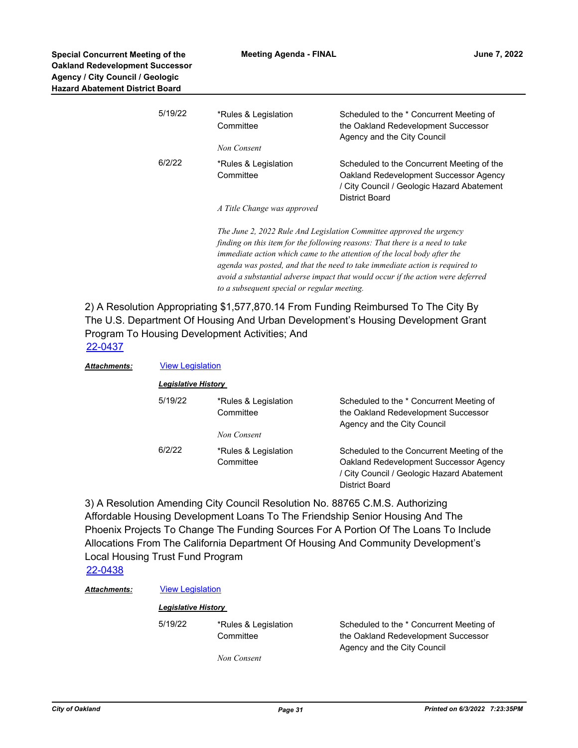| | | |
|---|---|---|
| 5/19/22 | *Rules & Legislation Committee<br>*Non Consent* | Scheduled to the * Concurrent Meeting of the Oakland Redevelopment Successor Agency and the City Council |
| 6/2/22 | *Rules & Legislation Committee<br>*A Title Change was approved* | Scheduled to the Concurrent Meeting of the Oakland Redevelopment Successor Agency / City Council / Geologic Hazard Abatement District Board |

*The June 2, 2022 Rule And Legislation Committee approved the urgency finding on this item for the following reasons: That there is a need to take immediate action which came to the attention of the local body after the agenda was posted, and that the need to take immediate action is required to avoid a substantial adverse impact that would occur if the action were deferred to a subsequent special or regular meeting.*

2) A Resolution Appropriating $1,577,870.14 From Funding Reimbursed To The City By The U.S. Department Of Housing And Urban Development's Housing Development Grant Program To Housing Development Activities; And

22-0437

***Attachments:*** View Legislation

***Legislative History***

| | | |
|---|---|---|
| 5/19/22 | *Rules & Legislation Committee<br>*Non Consent* | Scheduled to the * Concurrent Meeting of the Oakland Redevelopment Successor Agency and the City Council |
| 6/2/22 | *Rules & Legislation Committee | Scheduled to the Concurrent Meeting of the Oakland Redevelopment Successor Agency / City Council / Geologic Hazard Abatement District Board |

3) A Resolution Amending City Council Resolution No. 88765 C.M.S. Authorizing Affordable Housing Development Loans To The Friendship Senior Housing And The Phoenix Projects To Change The Funding Sources For A Portion Of The Loans To Include Allocations From The California Department Of Housing And Community Development's Local Housing Trust Fund Program

22-0438

***Attachments:*** View Legislation

***Legislative History***

| | | |
|---|---|---|
| 5/19/22 | *Rules & Legislation Committee<br>*Non Consent* | Scheduled to the * Concurrent Meeting of the Oakland Redevelopment Successor Agency and the City Council |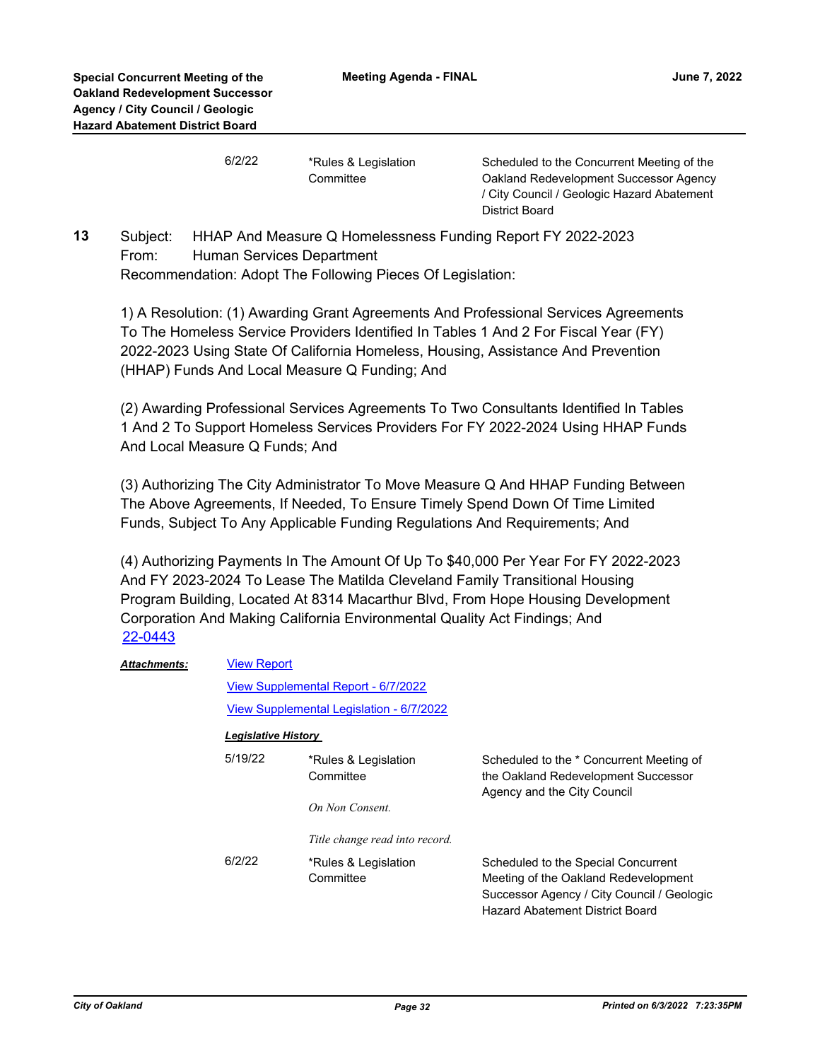| | | |
|---|---|---|
| 6/2/22 | *Rules & Legislation Committee | Scheduled to the Concurrent Meeting of the Oakland Redevelopment Successor Agency / City Council / Geologic Hazard Abatement District Board |

**13** Subject: HHAP And Measure Q Homelessness Funding Report FY 2022-2023
From: Human Services Department
Recommendation: Adopt The Following Pieces Of Legislation:

1) A Resolution: (1) Awarding Grant Agreements And Professional Services Agreements To The Homeless Service Providers Identified In Tables 1 And 2 For Fiscal Year (FY) 2022-2023 Using State Of California Homeless, Housing, Assistance And Prevention (HHAP) Funds And Local Measure Q Funding; And

(2) Awarding Professional Services Agreements To Two Consultants Identified In Tables 1 And 2 To Support Homeless Services Providers For FY 2022-2024 Using HHAP Funds And Local Measure Q Funds; And

(3) Authorizing The City Administrator To Move Measure Q And HHAP Funding Between The Above Agreements, If Needed, To Ensure Timely Spend Down Of Time Limited Funds, Subject To Any Applicable Funding Regulations And Requirements; And

(4) Authorizing Payments In The Amount Of Up To $40,000 Per Year For FY 2022-2023 And FY 2023-2024 To Lease The Matilda Cleveland Family Transitional Housing Program Building, Located At 8314 Macarthur Blvd, From Hope Housing Development Corporation And Making California Environmental Quality Act Findings; And
22-0443

***Attachments:*** View Report
View Supplemental Report - 6/7/2022
View Supplemental Legislation - 6/7/2022

***Legislative History***

| | | |
|---|---|---|
| 5/19/22 | *Rules & Legislation Committee<br>*On Non Consent.*<br>*Title change read into record.* | Scheduled to the * Concurrent Meeting of the Oakland Redevelopment Successor Agency and the City Council |
| 6/2/22 | *Rules & Legislation Committee | Scheduled to the Special Concurrent Meeting of the Oakland Redevelopment Successor Agency / City Council / Geologic Hazard Abatement District Board |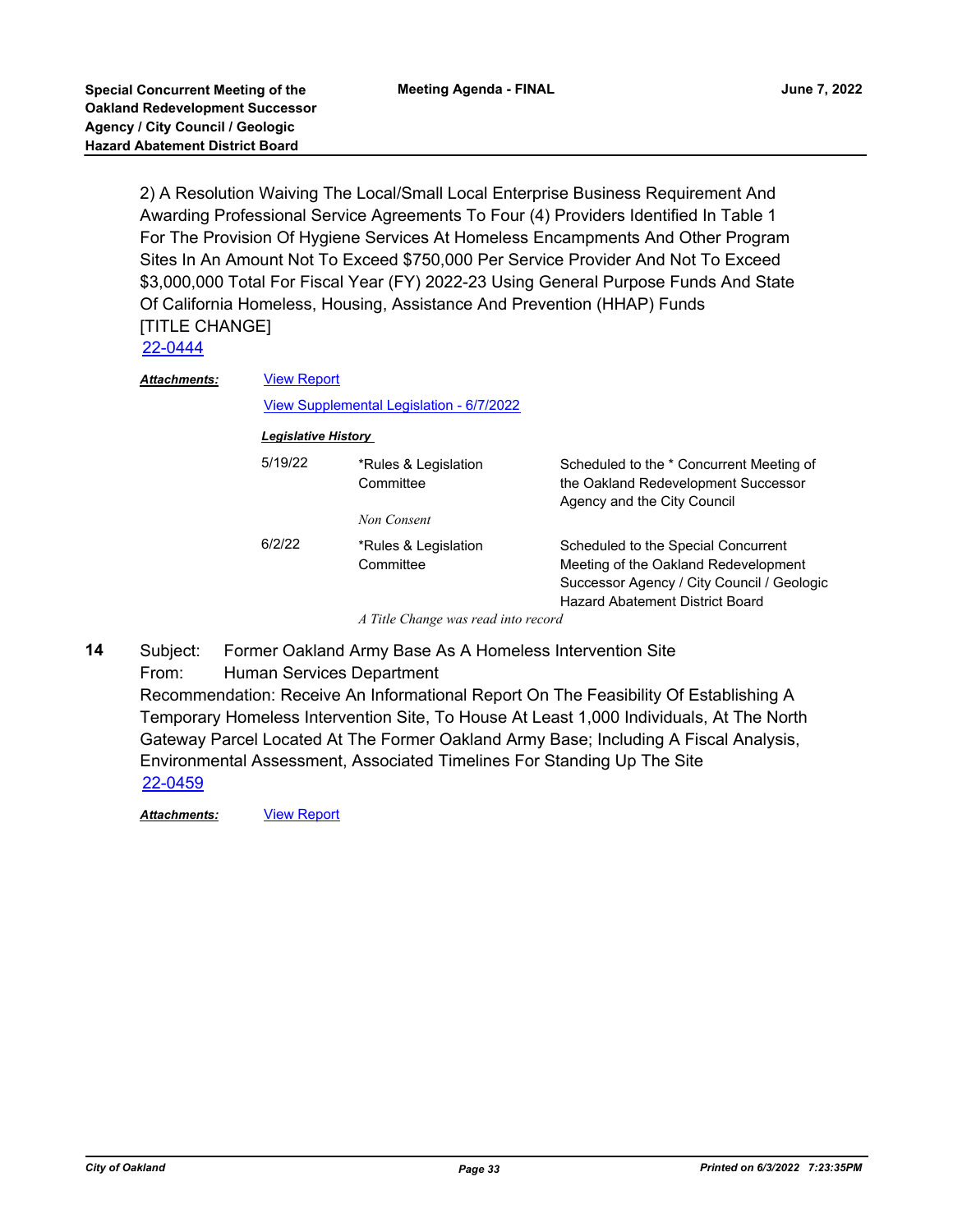2) A Resolution Waiving The Local/Small Local Enterprise Business Requirement And Awarding Professional Service Agreements To Four (4) Providers Identified In Table 1 For The Provision Of Hygiene Services At Homeless Encampments And Other Program Sites In An Amount Not To Exceed $750,000 Per Service Provider And Not To Exceed $3,000,000 Total For Fiscal Year (FY) 2022-23 Using General Purpose Funds And State Of California Homeless, Housing, Assistance And Prevention (HHAP) Funds [TITLE CHANGE]

22-0444

***Attachments:*** View Report

View Supplemental Legislation - 6/7/2022

***Legislative History***

| | | |
|---|---|---|
| 5/19/22 | *Rules & Legislation Committee | Scheduled to the * Concurrent Meeting of the Oakland Redevelopment Successor Agency and the City Council |
| | *Non Consent* | |
| 6/2/22 | *Rules & Legislation Committee | Scheduled to the Special Concurrent Meeting of the Oakland Redevelopment Successor Agency / City Council / Geologic Hazard Abatement District Board |
| | *A Title Change was read into record* | |

**14** Subject: Former Oakland Army Base As A Homeless Intervention Site

From: Human Services Department

Recommendation: Receive An Informational Report On The Feasibility Of Establishing A Temporary Homeless Intervention Site, To House At Least 1,000 Individuals, At The North Gateway Parcel Located At The Former Oakland Army Base; Including A Fiscal Analysis, Environmental Assessment, Associated Timelines For Standing Up The Site

22-0459

***Attachments:*** View Report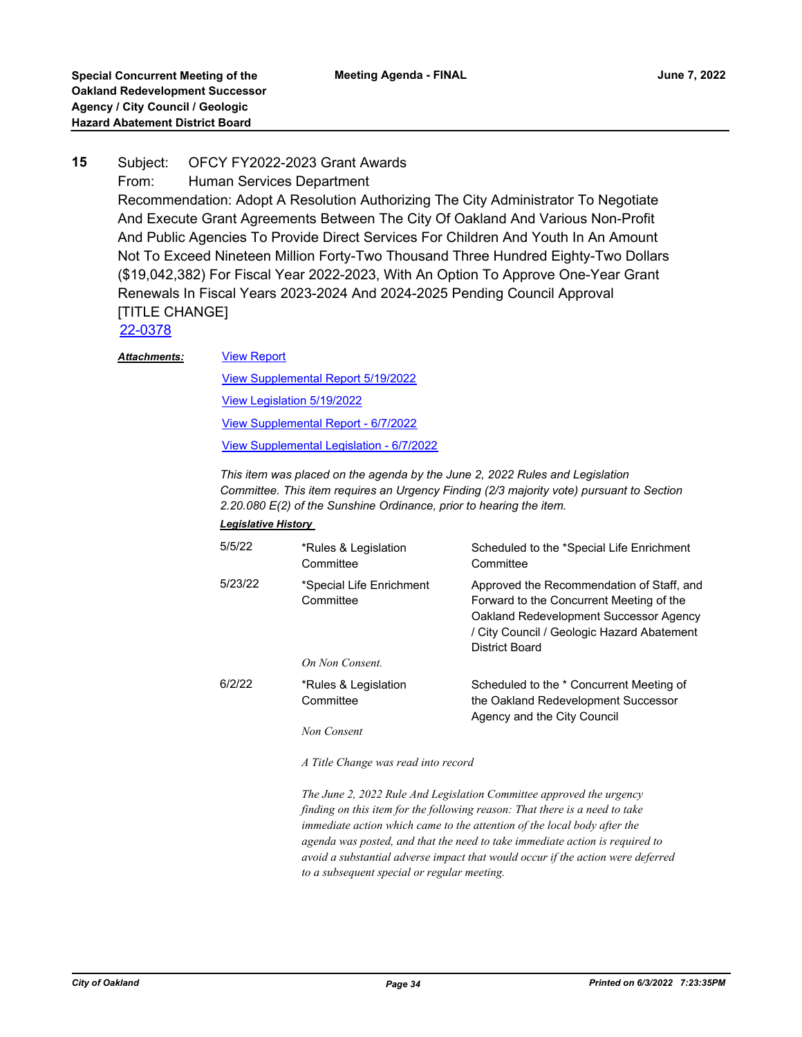**15** Subject: OFCY FY2022-2023 Grant Awards
From: Human Services Department
Recommendation: Adopt A Resolution Authorizing The City Administrator To Negotiate And Execute Grant Agreements Between The City Of Oakland And Various Non-Profit And Public Agencies To Provide Direct Services For Children And Youth In An Amount Not To Exceed Nineteen Million Forty-Two Thousand Three Hundred Eighty-Two Dollars ($19,042,382) For Fiscal Year 2022-2023, With An Option To Approve One-Year Grant Renewals In Fiscal Years 2023-2024 And 2024-2025 Pending Council Approval [TITLE CHANGE]
22-0378

***Attachments:*** View Report
View Supplemental Report 5/19/2022
View Legislation 5/19/2022
View Supplemental Report - 6/7/2022
View Supplemental Legislation - 6/7/2022

*This item was placed on the agenda by the June 2, 2022 Rules and Legislation Committee. This item requires an Urgency Finding (2/3 majority vote) pursuant to Section 2.20.080 E(2) of the Sunshine Ordinance, prior to hearing the item.*

***Legislative History***

| | | |
|---|---|---|
| 5/5/22 | *Rules & Legislation Committee | Scheduled to the *Special Life Enrichment Committee |
| 5/23/22 | *Special Life Enrichment Committee | Approved the Recommendation of Staff, and Forward to the Concurrent Meeting of the Oakland Redevelopment Successor Agency / City Council / Geologic Hazard Abatement District Board |
| | *On Non Consent.* | |
| 6/2/22 | *Rules & Legislation Committee | Scheduled to the * Concurrent Meeting of the Oakland Redevelopment Successor Agency and the City Council |
| | *Non Consent* | |

*A Title Change was read into record*

*The June 2, 2022 Rule And Legislation Committee approved the urgency finding on this item for the following reason: That there is a need to take immediate action which came to the attention of the local body after the agenda was posted, and that the need to take immediate action is required to avoid a substantial adverse impact that would occur if the action were deferred to a subsequent special or regular meeting.*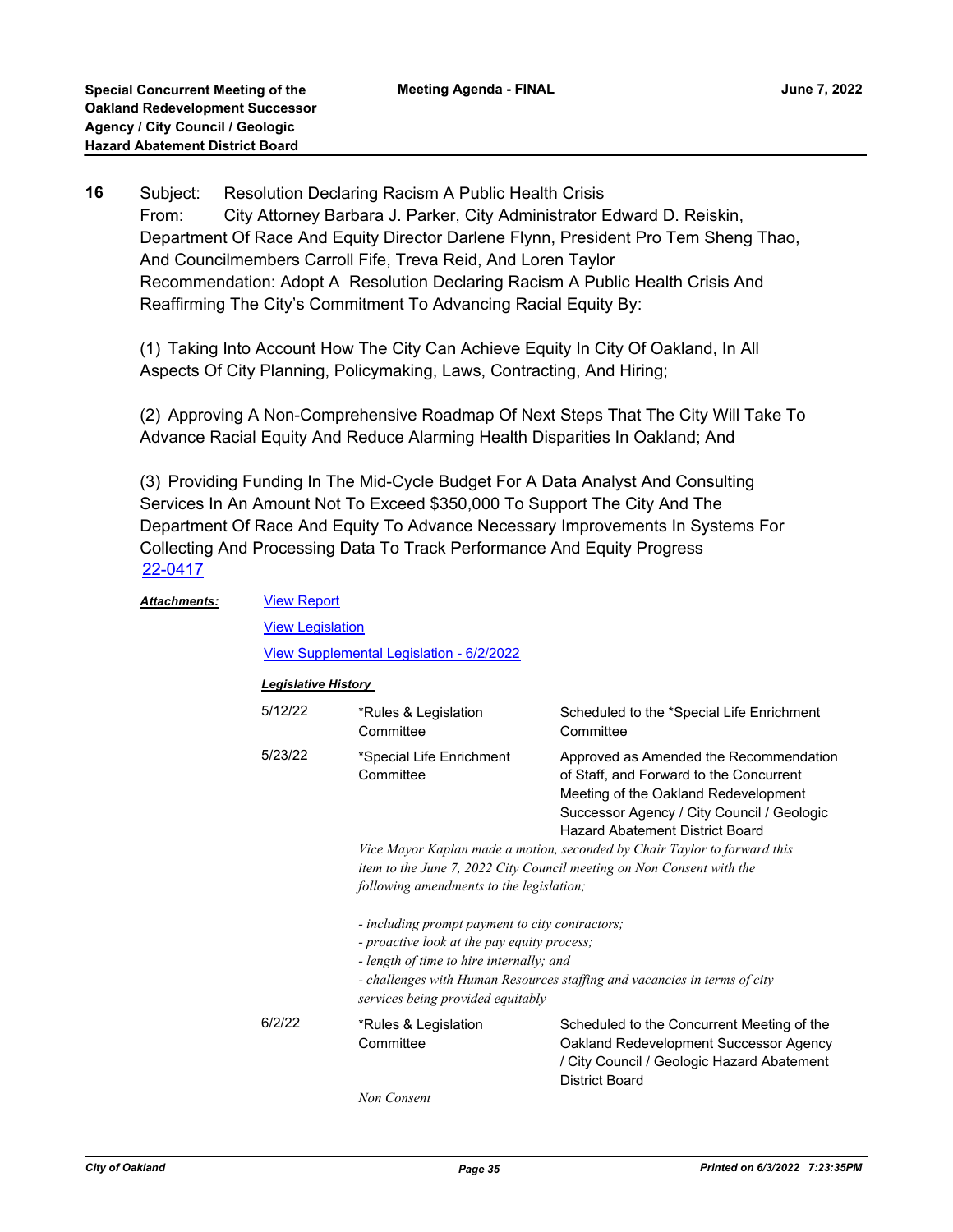**16** Subject: Resolution Declaring Racism A Public Health Crisis
From: City Attorney Barbara J. Parker, City Administrator Edward D. Reiskin, Department Of Race And Equity Director Darlene Flynn, President Pro Tem Sheng Thao, And Councilmembers Carroll Fife, Treva Reid, And Loren Taylor
Recommendation: Adopt A Resolution Declaring Racism A Public Health Crisis And Reaffirming The City's Commitment To Advancing Racial Equity By:

(1) Taking Into Account How The City Can Achieve Equity In City Of Oakland, In All Aspects Of City Planning, Policymaking, Laws, Contracting, And Hiring;

(2) Approving A Non-Comprehensive Roadmap Of Next Steps That The City Will Take To Advance Racial Equity And Reduce Alarming Health Disparities In Oakland; And

(3) Providing Funding In The Mid-Cycle Budget For A Data Analyst And Consulting Services In An Amount Not To Exceed $350,000 To Support The City And The Department Of Race And Equity To Advance Necessary Improvements In Systems For Collecting And Processing Data To Track Performance And Equity Progress
22-0417

***Attachments:*** View Report
View Legislation
View Supplemental Legislation - 6/2/2022

***Legislative History***

| Date | Committee | Action |
|---|---|---|
| 5/12/22 | *Rules & Legislation Committee | Scheduled to the *Special Life Enrichment Committee |
| 5/23/22 | *Special Life Enrichment Committee | Approved as Amended the Recommendation of Staff, and Forward to the Concurrent Meeting of the Oakland Redevelopment Successor Agency / City Council / Geologic Hazard Abatement District Board |

*Vice Mayor Kaplan made a motion, seconded by Chair Taylor to forward this item to the June 7, 2022 City Council meeting on Non Consent with the following amendments to the legislation;*

*- including prompt payment to city contractors;*
*- proactive look at the pay equity process;*
*- length of time to hire internally; and*
*- challenges with Human Resources staffing and vacancies in terms of city services being provided equitably*

| Date | Committee | Action |
|---|---|---|
| 6/2/22 | *Rules & Legislation Committee | Scheduled to the Concurrent Meeting of the Oakland Redevelopment Successor Agency / City Council / Geologic Hazard Abatement District Board |

*Non Consent*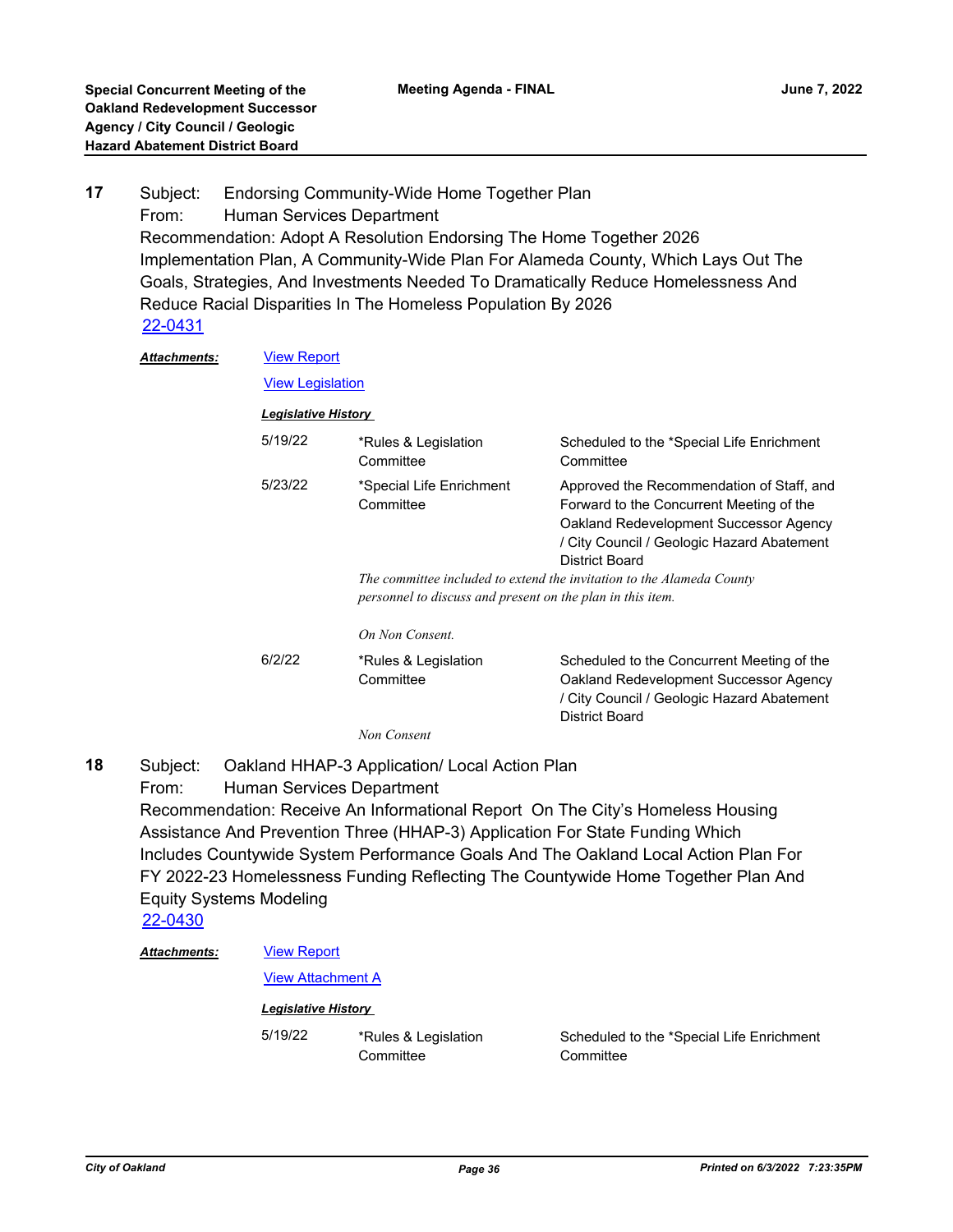**17** Subject: Endorsing Community-Wide Home Together Plan
From: Human Services Department
Recommendation: Adopt A Resolution Endorsing The Home Together 2026 Implementation Plan, A Community-Wide Plan For Alameda County, Which Lays Out The Goals, Strategies, And Investments Needed To Dramatically Reduce Homelessness And Reduce Racial Disparities In The Homeless Population By 2026
22-0431

***Attachments:*** View Report
View Legislation

***Legislative History***

| | | |
|---|---|---|
| 5/19/22 | *Rules & Legislation Committee | Scheduled to the *Special Life Enrichment Committee |
| 5/23/22 | *Special Life Enrichment Committee | Approved the Recommendation of Staff, and Forward to the Concurrent Meeting of the Oakland Redevelopment Successor Agency / City Council / Geologic Hazard Abatement District Board |

*The committee included to extend the invitation to the Alameda County personnel to discuss and present on the plan in this item.*

*On Non Consent.*

| | | |
|---|---|---|
| 6/2/22 | *Rules & Legislation Committee | Scheduled to the Concurrent Meeting of the Oakland Redevelopment Successor Agency / City Council / Geologic Hazard Abatement District Board |

*Non Consent*

**18** Subject: Oakland HHAP-3 Application/ Local Action Plan
From: Human Services Department
Recommendation: Receive An Informational Report On The City's Homeless Housing Assistance And Prevention Three (HHAP-3) Application For State Funding Which Includes Countywide System Performance Goals And The Oakland Local Action Plan For FY 2022-23 Homelessness Funding Reflecting The Countywide Home Together Plan And Equity Systems Modeling
22-0430

***Attachments:*** View Report
View Attachment A

***Legislative History***

| | | |
|---|---|---|
| 5/19/22 | *Rules & Legislation Committee | Scheduled to the *Special Life Enrichment Committee |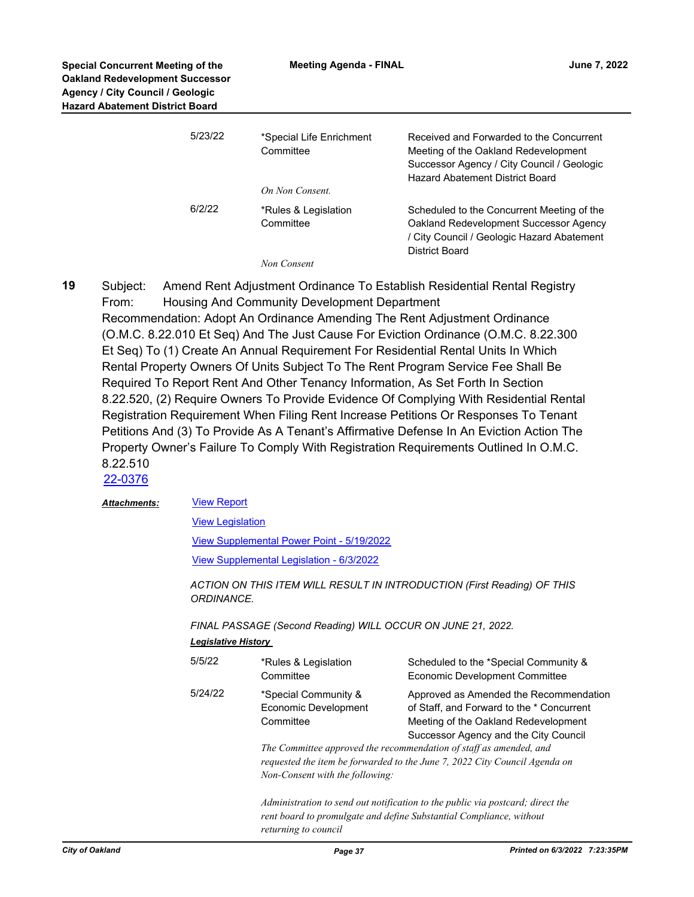| | | |
|---|---|---|
| 5/23/22 | *Special Life Enrichment Committee | Received and Forwarded to the Concurrent Meeting of the Oakland Redevelopment Successor Agency / City Council / Geologic Hazard Abatement District Board |
| | *On Non Consent.* | |
| 6/2/22 | *Rules & Legislation Committee | Scheduled to the Concurrent Meeting of the Oakland Redevelopment Successor Agency / City Council / Geologic Hazard Abatement District Board |
| | *Non Consent* | |

**19** Subject: Amend Rent Adjustment Ordinance To Establish Residential Rental Registry
From: Housing And Community Development Department
Recommendation: Adopt An Ordinance Amending The Rent Adjustment Ordinance (O.M.C. 8.22.010 Et Seq) And The Just Cause For Eviction Ordinance (O.M.C. 8.22.300 Et Seq) To (1) Create An Annual Requirement For Residential Rental Units In Which Rental Property Owners Of Units Subject To The Rent Program Service Fee Shall Be Required To Report Rent And Other Tenancy Information, As Set Forth In Section 8.22.520, (2) Require Owners To Provide Evidence Of Complying With Residential Rental Registration Requirement When Filing Rent Increase Petitions Or Responses To Tenant Petitions And (3) To Provide As A Tenant's Affirmative Defense In An Eviction Action The Property Owner's Failure To Comply With Registration Requirements Outlined In O.M.C. 8.22.510
22-0376

***Attachments:*** View Report

View Legislation

View Supplemental Power Point - 5/19/2022

View Supplemental Legislation - 6/3/2022

*ACTION ON THIS ITEM WILL RESULT IN INTRODUCTION (First Reading) OF THIS ORDINANCE.*

*FINAL PASSAGE (Second Reading) WILL OCCUR ON JUNE 21, 2022.*

***Legislative History***

| | | |
|---|---|---|
| 5/5/22 | *Rules & Legislation Committee | Scheduled to the *Special Community & Economic Development Committee |
| 5/24/22 | *Special Community & Economic Development Committee | Approved as Amended the Recommendation of Staff, and Forward to the * Concurrent Meeting of the Oakland Redevelopment Successor Agency and the City Council |

*The Committee approved the recommendation of staff as amended, and requested the item be forwarded to the June 7, 2022 City Council Agenda on Non-Consent with the following:*

*Administration to send out notification to the public via postcard; direct the rent board to promulgate and define Substantial Compliance, without returning to council*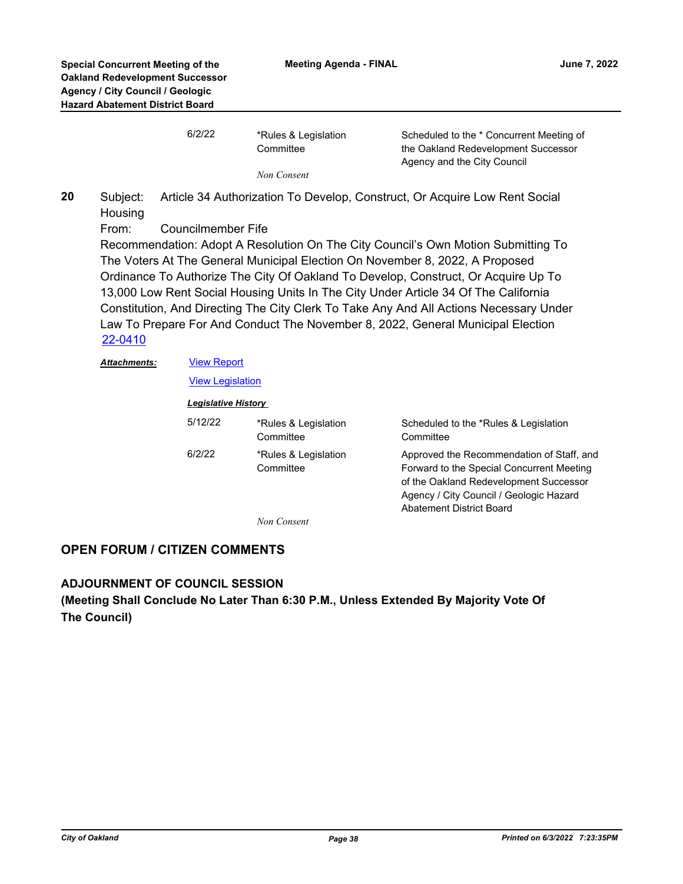| | | |
|---|---|---|
| 6/2/22 | *Rules & Legislation Committee | Scheduled to the * Concurrent Meeting of the Oakland Redevelopment Successor Agency and the City Council |

*Non Consent*

**20** Subject: Article 34 Authorization To Develop, Construct, Or Acquire Low Rent Social Housing

From: Councilmember Fife

Recommendation: Adopt A Resolution On The City Council's Own Motion Submitting To The Voters At The General Municipal Election On November 8, 2022, A Proposed Ordinance To Authorize The City Of Oakland To Develop, Construct, Or Acquire Up To 13,000 Low Rent Social Housing Units In The City Under Article 34 Of The California Constitution, And Directing The City Clerk To Take Any And All Actions Necessary Under Law To Prepare For And Conduct The November 8, 2022, General Municipal Election

22-0410

***Attachments:*** View Report

View Legislation

***Legislative History***

| | | |
|---|---|---|
| 5/12/22 | *Rules & Legislation Committee | Scheduled to the *Rules & Legislation Committee |
| 6/2/22 | *Rules & Legislation Committee | Approved the Recommendation of Staff, and Forward to the Special Concurrent Meeting of the Oakland Redevelopment Successor Agency / City Council / Geologic Hazard Abatement District Board |

*Non Consent*

## OPEN FORUM / CITIZEN COMMENTS

## ADJOURNMENT OF COUNCIL SESSION

**(Meeting Shall Conclude No Later Than 6:30 P.M., Unless Extended By Majority Vote Of The Council)**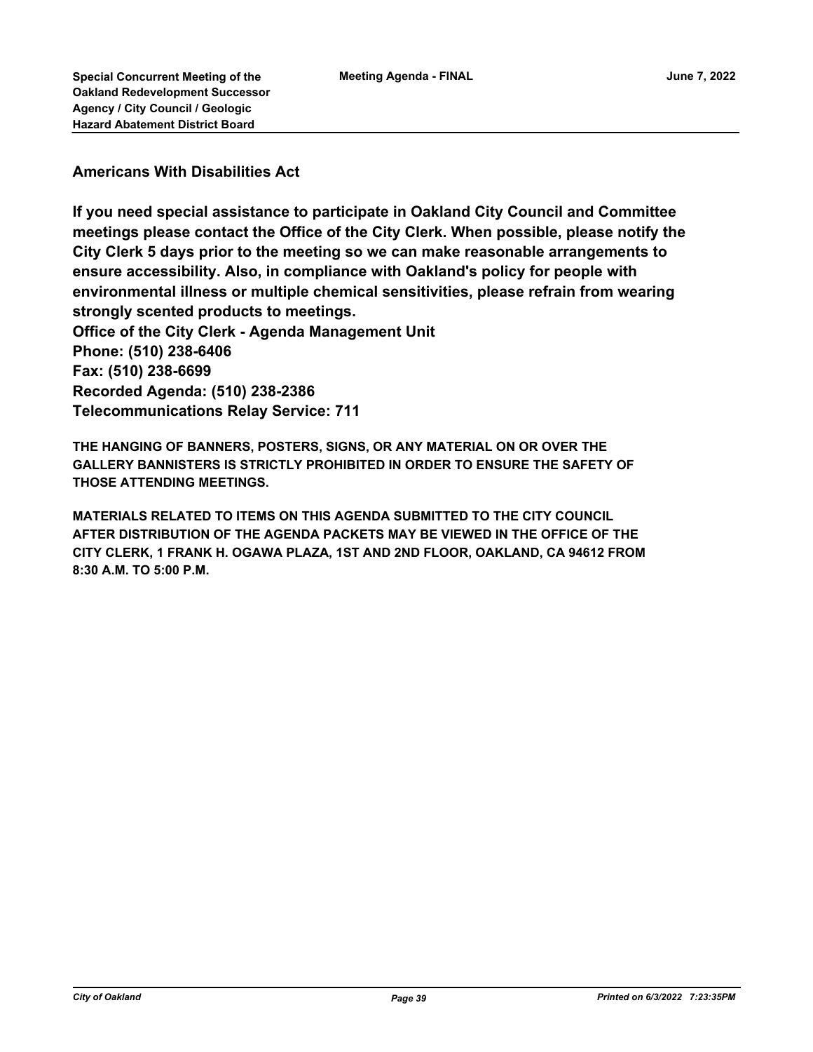**Americans With Disabilities Act**

**If you need special assistance to participate in Oakland City Council and Committee meetings please contact the Office of the City Clerk. When possible, please notify the City Clerk 5 days prior to the meeting so we can make reasonable arrangements to ensure accessibility. Also, in compliance with Oakland's policy for people with environmental illness or multiple chemical sensitivities, please refrain from wearing strongly scented products to meetings.**
**Office of the City Clerk - Agenda Management Unit**
**Phone: (510) 238-6406**
**Fax: (510) 238-6699**
**Recorded Agenda: (510) 238-2386**
**Telecommunications Relay Service: 711**

**THE HANGING OF BANNERS, POSTERS, SIGNS, OR ANY MATERIAL ON OR OVER THE GALLERY BANNISTERS IS STRICTLY PROHIBITED IN ORDER TO ENSURE THE SAFETY OF THOSE ATTENDING MEETINGS.**

**MATERIALS RELATED TO ITEMS ON THIS AGENDA SUBMITTED TO THE CITY COUNCIL AFTER DISTRIBUTION OF THE AGENDA PACKETS MAY BE VIEWED IN THE OFFICE OF THE CITY CLERK, 1 FRANK H. OGAWA PLAZA, 1ST AND 2ND FLOOR, OAKLAND, CA 94612 FROM 8:30 A.M. TO 5:00 P.M.**